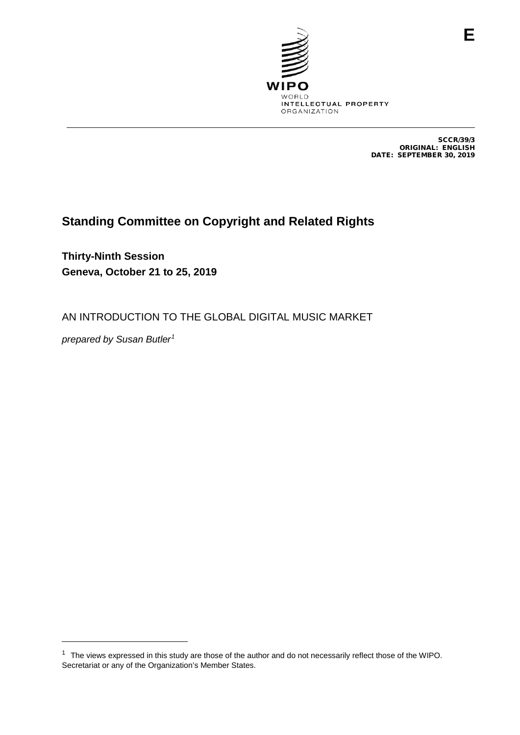E

WIPO
WORLD
INTELLECTUAL PROPERTY
ORGANIZATION

SCCR/39/3
ORIGINAL: ENGLISH
DATE: SEPTEMBER 30, 2019

# Standing Committee on Copyright and Related Rights

**Thirty-Ninth Session**
**Geneva, October 21 to 25, 2019**

AN INTRODUCTION TO THE GLOBAL DIGITAL MUSIC MARKET

*prepared by Susan Butler*[1]

---

[1] The views expressed in this study are those of the author and do not necessarily reflect those of the WIPO. Secretariat or any of the Organization's Member States.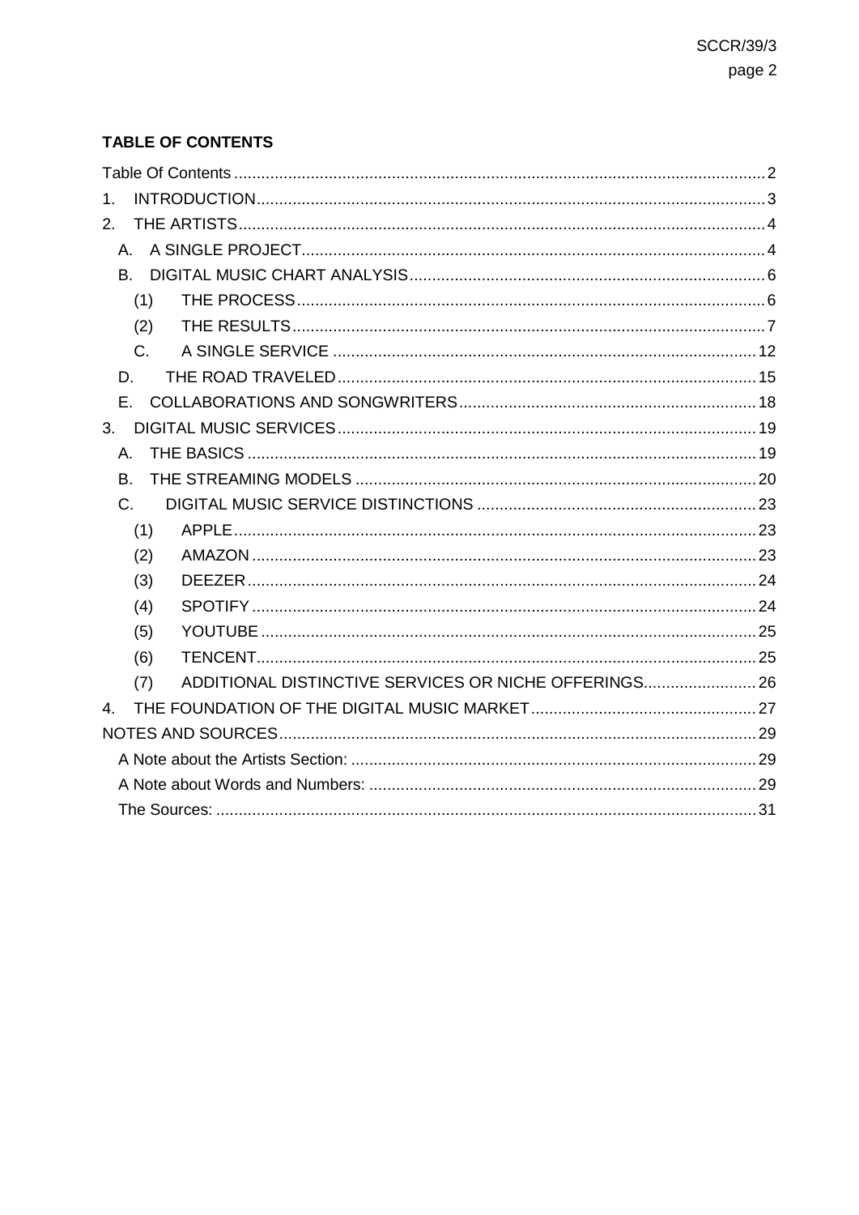**TABLE OF CONTENTS**

Table Of Contents ..... 2

1. INTRODUCTION ..... 3
2. THE ARTISTS ..... 4
   - A. A SINGLE PROJECT ..... 4
   - B. DIGITAL MUSIC CHART ANALYSIS ..... 6
     - (1) THE PROCESS ..... 6
     - (2) THE RESULTS ..... 7
     - C. A SINGLE SERVICE ..... 12
   - D. THE ROAD TRAVELED ..... 15
   - E. COLLABORATIONS AND SONGWRITERS ..... 18
3. DIGITAL MUSIC SERVICES ..... 19
   - A. THE BASICS ..... 19
   - B. THE STREAMING MODELS ..... 20
   - C. DIGITAL MUSIC SERVICE DISTINCTIONS ..... 23
     - (1) APPLE ..... 23
     - (2) AMAZON ..... 23
     - (3) DEEZER ..... 24
     - (4) SPOTIFY ..... 24
     - (5) YOUTUBE ..... 25
     - (6) TENCENT ..... 25
     - (7) ADDITIONAL DISTINCTIVE SERVICES OR NICHE OFFERINGS ..... 26
4. THE FOUNDATION OF THE DIGITAL MUSIC MARKET ..... 27

NOTES AND SOURCES ..... 29

- A Note about the Artists Section: ..... 29
- A Note about Words and Numbers: ..... 29
- The Sources: ..... 31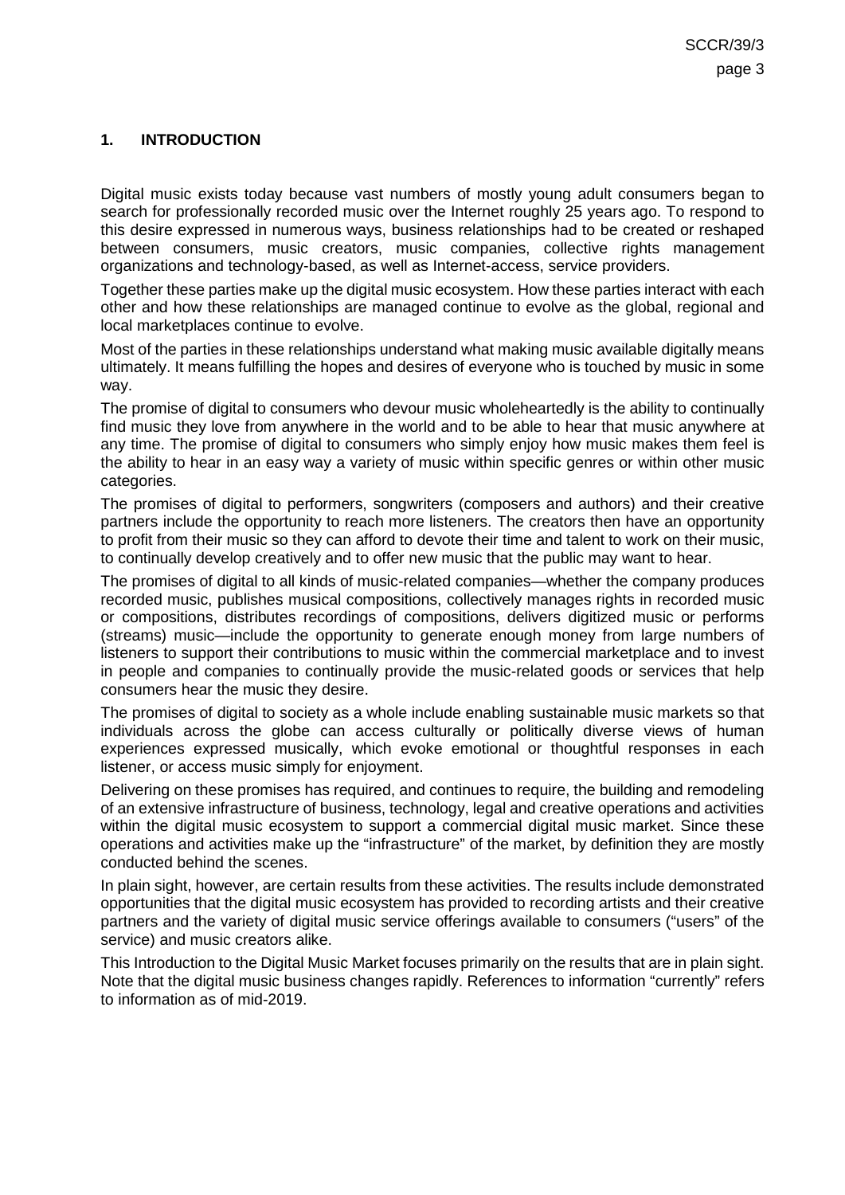## 1. INTRODUCTION

Digital music exists today because vast numbers of mostly young adult consumers began to search for professionally recorded music over the Internet roughly 25 years ago. To respond to this desire expressed in numerous ways, business relationships had to be created or reshaped between consumers, music creators, music companies, collective rights management organizations and technology-based, as well as Internet-access, service providers.

Together these parties make up the digital music ecosystem. How these parties interact with each other and how these relationships are managed continue to evolve as the global, regional and local marketplaces continue to evolve.

Most of the parties in these relationships understand what making music available digitally means ultimately. It means fulfilling the hopes and desires of everyone who is touched by music in some way.

The promise of digital to consumers who devour music wholeheartedly is the ability to continually find music they love from anywhere in the world and to be able to hear that music anywhere at any time. The promise of digital to consumers who simply enjoy how music makes them feel is the ability to hear in an easy way a variety of music within specific genres or within other music categories.

The promises of digital to performers, songwriters (composers and authors) and their creative partners include the opportunity to reach more listeners. The creators then have an opportunity to profit from their music so they can afford to devote their time and talent to work on their music, to continually develop creatively and to offer new music that the public may want to hear.

The promises of digital to all kinds of music-related companies—whether the company produces recorded music, publishes musical compositions, collectively manages rights in recorded music or compositions, distributes recordings of compositions, delivers digitized music or performs (streams) music—include the opportunity to generate enough money from large numbers of listeners to support their contributions to music within the commercial marketplace and to invest in people and companies to continually provide the music-related goods or services that help consumers hear the music they desire.

The promises of digital to society as a whole include enabling sustainable music markets so that individuals across the globe can access culturally or politically diverse views of human experiences expressed musically, which evoke emotional or thoughtful responses in each listener, or access music simply for enjoyment.

Delivering on these promises has required, and continues to require, the building and remodeling of an extensive infrastructure of business, technology, legal and creative operations and activities within the digital music ecosystem to support a commercial digital music market. Since these operations and activities make up the "infrastructure" of the market, by definition they are mostly conducted behind the scenes.

In plain sight, however, are certain results from these activities. The results include demonstrated opportunities that the digital music ecosystem has provided to recording artists and their creative partners and the variety of digital music service offerings available to consumers ("users" of the service) and music creators alike.

This Introduction to the Digital Music Market focuses primarily on the results that are in plain sight. Note that the digital music business changes rapidly. References to information "currently" refers to information as of mid-2019.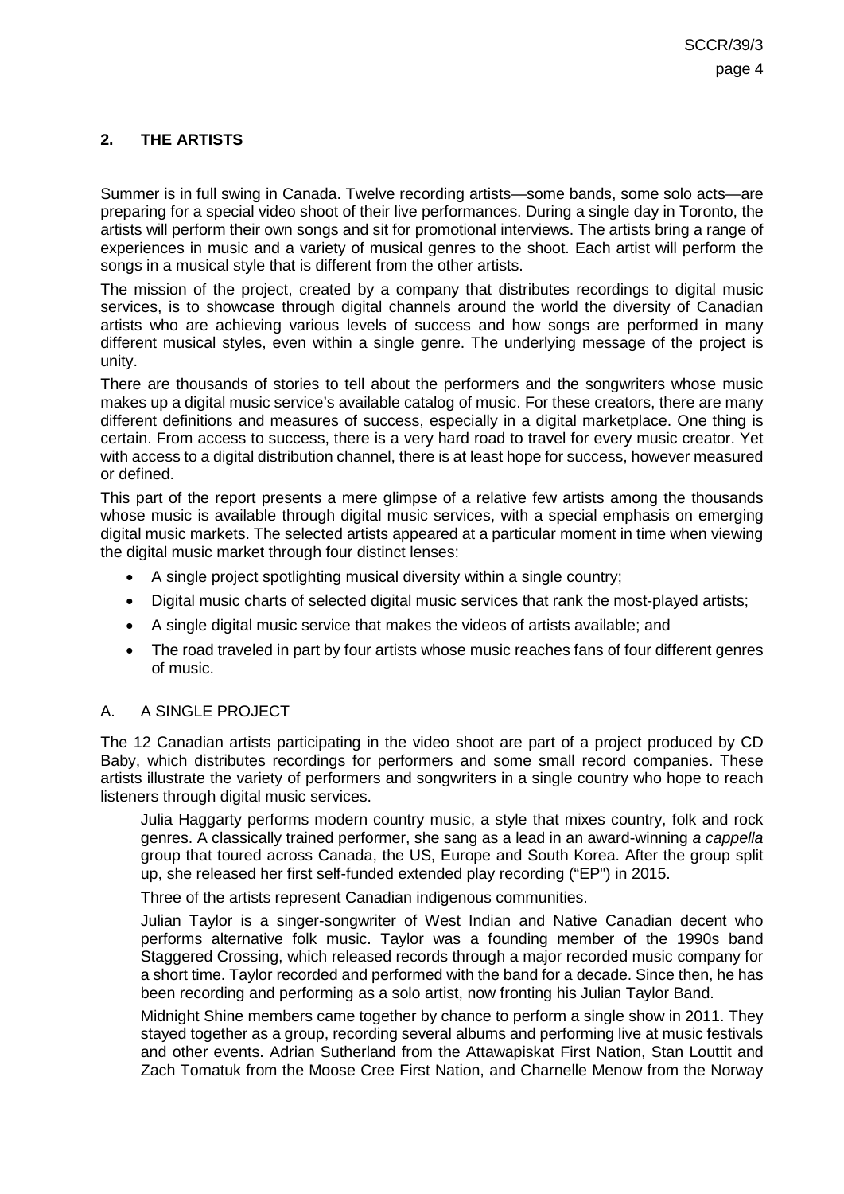## 2. THE ARTISTS

Summer is in full swing in Canada. Twelve recording artists—some bands, some solo acts—are preparing for a special video shoot of their live performances. During a single day in Toronto, the artists will perform their own songs and sit for promotional interviews. The artists bring a range of experiences in music and a variety of musical genres to the shoot. Each artist will perform the songs in a musical style that is different from the other artists.

The mission of the project, created by a company that distributes recordings to digital music services, is to showcase through digital channels around the world the diversity of Canadian artists who are achieving various levels of success and how songs are performed in many different musical styles, even within a single genre. The underlying message of the project is unity.

There are thousands of stories to tell about the performers and the songwriters whose music makes up a digital music service's available catalog of music. For these creators, there are many different definitions and measures of success, especially in a digital marketplace. One thing is certain. From access to success, there is a very hard road to travel for every music creator. Yet with access to a digital distribution channel, there is at least hope for success, however measured or defined.

This part of the report presents a mere glimpse of a relative few artists among the thousands whose music is available through digital music services, with a special emphasis on emerging digital music markets. The selected artists appeared at a particular moment in time when viewing the digital music market through four distinct lenses:

- A single project spotlighting musical diversity within a single country;
- Digital music charts of selected digital music services that rank the most-played artists;
- A single digital music service that makes the videos of artists available; and
- The road traveled in part by four artists whose music reaches fans of four different genres of music.

### A. A SINGLE PROJECT

The 12 Canadian artists participating in the video shoot are part of a project produced by CD Baby, which distributes recordings for performers and some small record companies. These artists illustrate the variety of performers and songwriters in a single country who hope to reach listeners through digital music services.

> Julia Haggarty performs modern country music, a style that mixes country, folk and rock genres. A classically trained performer, she sang as a lead in an award-winning *a cappella* group that toured across Canada, the US, Europe and South Korea. After the group split up, she released her first self-funded extended play recording ("EP") in 2015.
>
> Three of the artists represent Canadian indigenous communities.
>
> Julian Taylor is a singer-songwriter of West Indian and Native Canadian decent who performs alternative folk music. Taylor was a founding member of the 1990s band Staggered Crossing, which released records through a major recorded music company for a short time. Taylor recorded and performed with the band for a decade. Since then, he has been recording and performing as a solo artist, now fronting his Julian Taylor Band.
>
> Midnight Shine members came together by chance to perform a single show in 2011. They stayed together as a group, recording several albums and performing live at music festivals and other events. Adrian Sutherland from the Attawapiskat First Nation, Stan Louttit and Zach Tomatuk from the Moose Cree First Nation, and Charnelle Menow from the Norway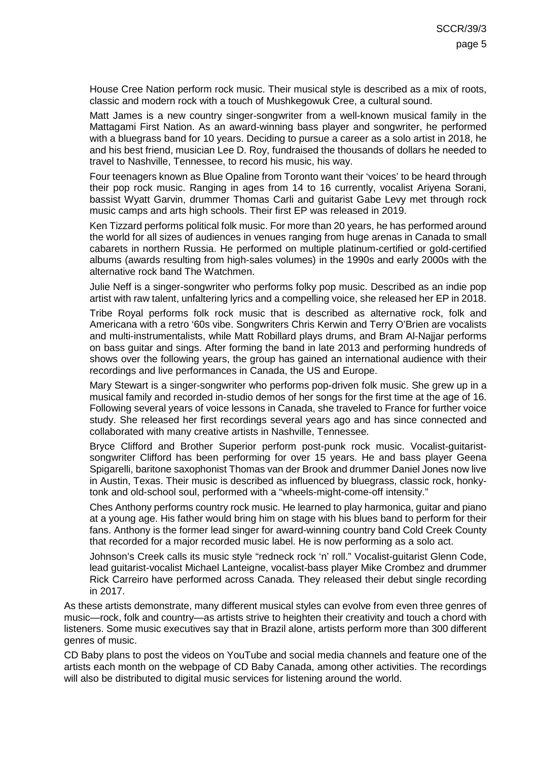House Cree Nation perform rock music. Their musical style is described as a mix of roots, classic and modern rock with a touch of Mushkegowuk Cree, a cultural sound.

Matt James is a new country singer-songwriter from a well-known musical family in the Mattagami First Nation. As an award-winning bass player and songwriter, he performed with a bluegrass band for 10 years. Deciding to pursue a career as a solo artist in 2018, he and his best friend, musician Lee D. Roy, fundraised the thousands of dollars he needed to travel to Nashville, Tennessee, to record his music, his way.

Four teenagers known as Blue Opaline from Toronto want their 'voices' to be heard through their pop rock music. Ranging in ages from 14 to 16 currently, vocalist Ariyena Sorani, bassist Wyatt Garvin, drummer Thomas Carli and guitarist Gabe Levy met through rock music camps and arts high schools. Their first EP was released in 2019.

Ken Tizzard performs political folk music. For more than 20 years, he has performed around the world for all sizes of audiences in venues ranging from huge arenas in Canada to small cabarets in northern Russia. He performed on multiple platinum-certified or gold-certified albums (awards resulting from high-sales volumes) in the 1990s and early 2000s with the alternative rock band The Watchmen.

Julie Neff is a singer-songwriter who performs folky pop music. Described as an indie pop artist with raw talent, unfaltering lyrics and a compelling voice, she released her EP in 2018.

Tribe Royal performs folk rock music that is described as alternative rock, folk and Americana with a retro '60s vibe. Songwriters Chris Kerwin and Terry O'Brien are vocalists and multi-instrumentalists, while Matt Robillard plays drums, and Bram Al-Najjar performs on bass guitar and sings. After forming the band in late 2013 and performing hundreds of shows over the following years, the group has gained an international audience with their recordings and live performances in Canada, the US and Europe.

Mary Stewart is a singer-songwriter who performs pop-driven folk music. She grew up in a musical family and recorded in-studio demos of her songs for the first time at the age of 16. Following several years of voice lessons in Canada, she traveled to France for further voice study. She released her first recordings several years ago and has since connected and collaborated with many creative artists in Nashville, Tennessee.

Bryce Clifford and Brother Superior perform post-punk rock music. Vocalist-guitarist-songwriter Clifford has been performing for over 15 years. He and bass player Geena Spigarelli, baritone saxophonist Thomas van der Brook and drummer Daniel Jones now live in Austin, Texas. Their music is described as influenced by bluegrass, classic rock, honky-tonk and old-school soul, performed with a "wheels-might-come-off intensity."

Ches Anthony performs country rock music. He learned to play harmonica, guitar and piano at a young age. His father would bring him on stage with his blues band to perform for their fans. Anthony is the former lead singer for award-winning country band Cold Creek County that recorded for a major recorded music label. He is now performing as a solo act.

Johnson's Creek calls its music style "redneck rock 'n' roll." Vocalist-guitarist Glenn Code, lead guitarist-vocalist Michael Lanteigne, vocalist-bass player Mike Crombez and drummer Rick Carreiro have performed across Canada. They released their debut single recording in 2017.

As these artists demonstrate, many different musical styles can evolve from even three genres of music—rock, folk and country—as artists strive to heighten their creativity and touch a chord with listeners. Some music executives say that in Brazil alone, artists perform more than 300 different genres of music.

CD Baby plans to post the videos on YouTube and social media channels and feature one of the artists each month on the webpage of CD Baby Canada, among other activities. The recordings will also be distributed to digital music services for listening around the world.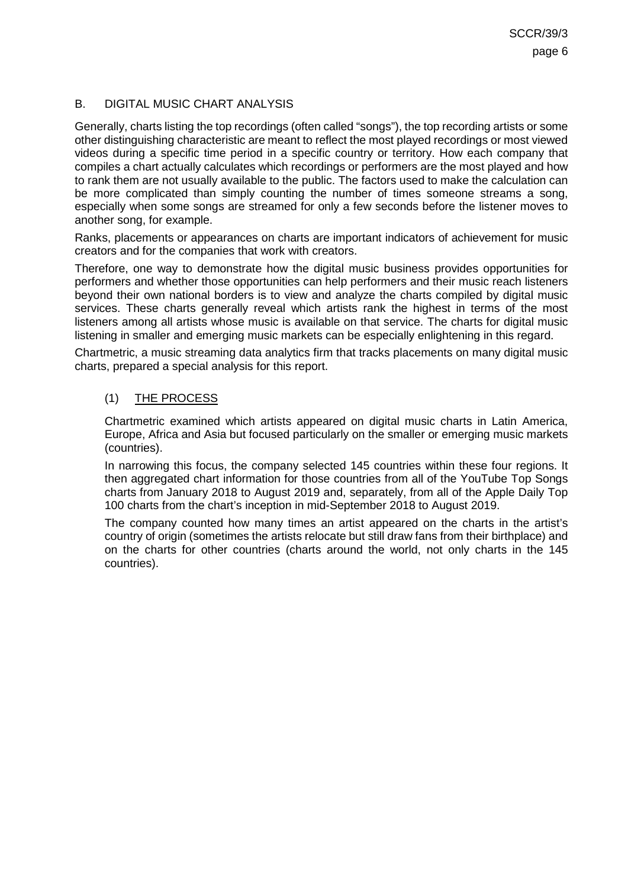## B. DIGITAL MUSIC CHART ANALYSIS

Generally, charts listing the top recordings (often called "songs"), the top recording artists or some other distinguishing characteristic are meant to reflect the most played recordings or most viewed videos during a specific time period in a specific country or territory. How each company that compiles a chart actually calculates which recordings or performers are the most played and how to rank them are not usually available to the public. The factors used to make the calculation can be more complicated than simply counting the number of times someone streams a song, especially when some songs are streamed for only a few seconds before the listener moves to another song, for example.

Ranks, placements or appearances on charts are important indicators of achievement for music creators and for the companies that work with creators.

Therefore, one way to demonstrate how the digital music business provides opportunities for performers and whether those opportunities can help performers and their music reach listeners beyond their own national borders is to view and analyze the charts compiled by digital music services. These charts generally reveal which artists rank the highest in terms of the most listeners among all artists whose music is available on that service. The charts for digital music listening in smaller and emerging music markets can be especially enlightening in this regard.

Chartmetric, a music streaming data analytics firm that tracks placements on many digital music charts, prepared a special analysis for this report.

### (1) THE PROCESS

Chartmetric examined which artists appeared on digital music charts in Latin America, Europe, Africa and Asia but focused particularly on the smaller or emerging music markets (countries).

In narrowing this focus, the company selected 145 countries within these four regions. It then aggregated chart information for those countries from all of the YouTube Top Songs charts from January 2018 to August 2019 and, separately, from all of the Apple Daily Top 100 charts from the chart's inception in mid-September 2018 to August 2019.

The company counted how many times an artist appeared on the charts in the artist's country of origin (sometimes the artists relocate but still draw fans from their birthplace) and on the charts for other countries (charts around the world, not only charts in the 145 countries).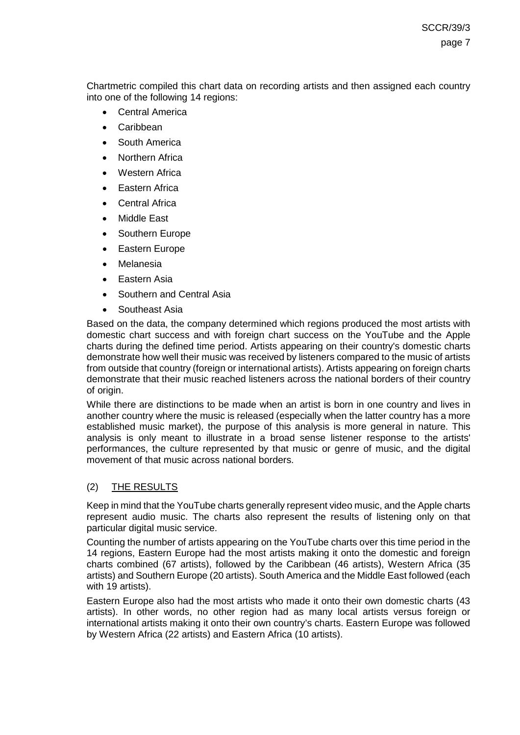Chartmetric compiled this chart data on recording artists and then assigned each country into one of the following 14 regions:

- Central America
- Caribbean
- South America
- Northern Africa
- Western Africa
- Eastern Africa
- Central Africa
- Middle East
- Southern Europe
- Eastern Europe
- Melanesia
- Eastern Asia
- Southern and Central Asia
- Southeast Asia

Based on the data, the company determined which regions produced the most artists with domestic chart success and with foreign chart success on the YouTube and the Apple charts during the defined time period. Artists appearing on their country's domestic charts demonstrate how well their music was received by listeners compared to the music of artists from outside that country (foreign or international artists). Artists appearing on foreign charts demonstrate that their music reached listeners across the national borders of their country of origin.

While there are distinctions to be made when an artist is born in one country and lives in another country where the music is released (especially when the latter country has a more established music market), the purpose of this analysis is more general in nature. This analysis is only meant to illustrate in a broad sense listener response to the artists' performances, the culture represented by that music or genre of music, and the digital movement of that music across national borders.

## (2) THE RESULTS

Keep in mind that the YouTube charts generally represent video music, and the Apple charts represent audio music. The charts also represent the results of listening only on that particular digital music service.

Counting the number of artists appearing on the YouTube charts over this time period in the 14 regions, Eastern Europe had the most artists making it onto the domestic and foreign charts combined (67 artists), followed by the Caribbean (46 artists), Western Africa (35 artists) and Southern Europe (20 artists). South America and the Middle East followed (each with 19 artists).

Eastern Europe also had the most artists who made it onto their own domestic charts (43 artists). In other words, no other region had as many local artists versus foreign or international artists making it onto their own country's charts. Eastern Europe was followed by Western Africa (22 artists) and Eastern Africa (10 artists).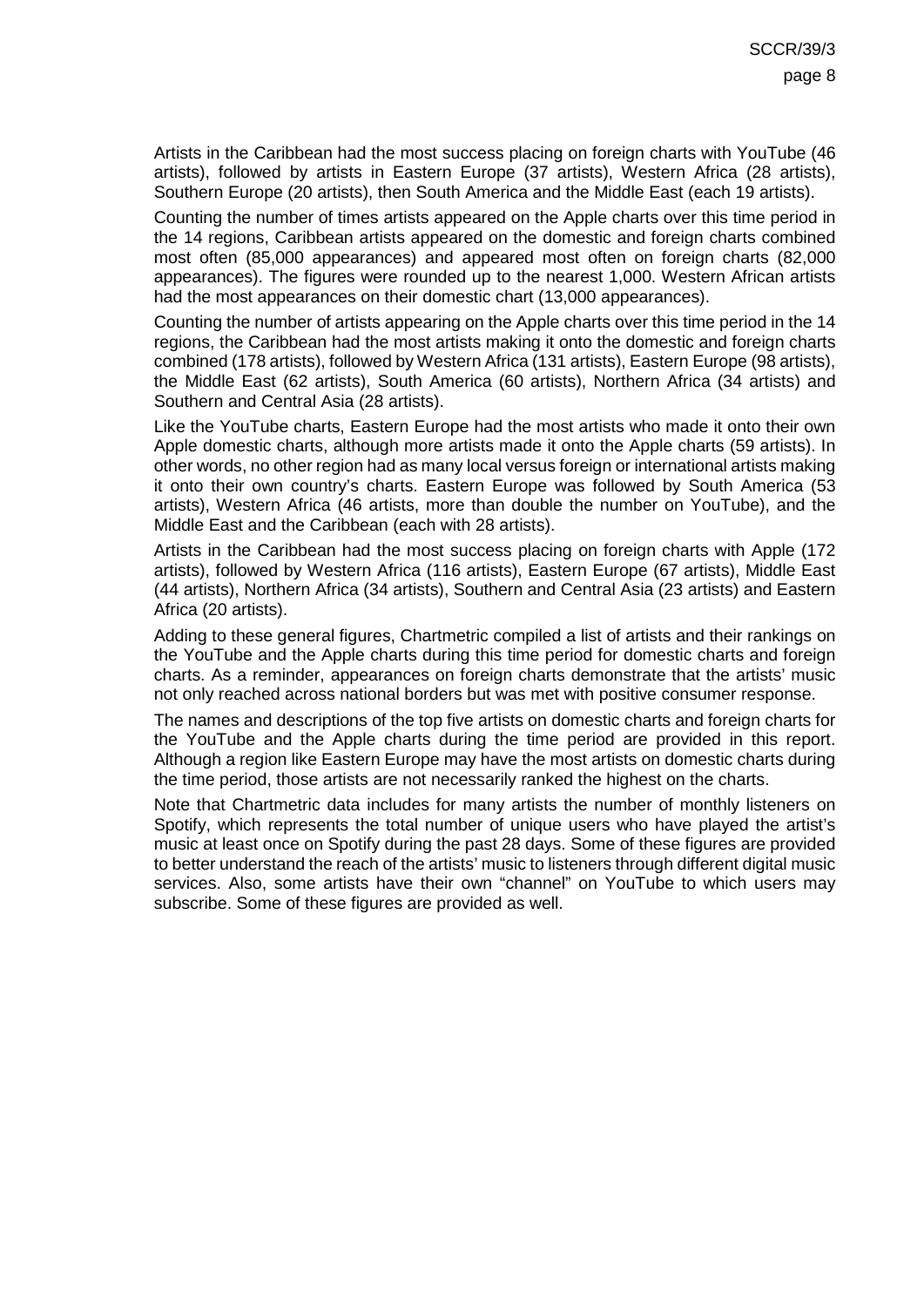Artists in the Caribbean had the most success placing on foreign charts with YouTube (46 artists), followed by artists in Eastern Europe (37 artists), Western Africa (28 artists), Southern Europe (20 artists), then South America and the Middle East (each 19 artists).

Counting the number of times artists appeared on the Apple charts over this time period in the 14 regions, Caribbean artists appeared on the domestic and foreign charts combined most often (85,000 appearances) and appeared most often on foreign charts (82,000 appearances). The figures were rounded up to the nearest 1,000. Western African artists had the most appearances on their domestic chart (13,000 appearances).

Counting the number of artists appearing on the Apple charts over this time period in the 14 regions, the Caribbean had the most artists making it onto the domestic and foreign charts combined (178 artists), followed by Western Africa (131 artists), Eastern Europe (98 artists), the Middle East (62 artists), South America (60 artists), Northern Africa (34 artists) and Southern and Central Asia (28 artists).

Like the YouTube charts, Eastern Europe had the most artists who made it onto their own Apple domestic charts, although more artists made it onto the Apple charts (59 artists). In other words, no other region had as many local versus foreign or international artists making it onto their own country's charts. Eastern Europe was followed by South America (53 artists), Western Africa (46 artists, more than double the number on YouTube), and the Middle East and the Caribbean (each with 28 artists).

Artists in the Caribbean had the most success placing on foreign charts with Apple (172 artists), followed by Western Africa (116 artists), Eastern Europe (67 artists), Middle East (44 artists), Northern Africa (34 artists), Southern and Central Asia (23 artists) and Eastern Africa (20 artists).

Adding to these general figures, Chartmetric compiled a list of artists and their rankings on the YouTube and the Apple charts during this time period for domestic charts and foreign charts. As a reminder, appearances on foreign charts demonstrate that the artists' music not only reached across national borders but was met with positive consumer response.

The names and descriptions of the top five artists on domestic charts and foreign charts for the YouTube and the Apple charts during the time period are provided in this report. Although a region like Eastern Europe may have the most artists on domestic charts during the time period, those artists are not necessarily ranked the highest on the charts.

Note that Chartmetric data includes for many artists the number of monthly listeners on Spotify, which represents the total number of unique users who have played the artist's music at least once on Spotify during the past 28 days. Some of these figures are provided to better understand the reach of the artists' music to listeners through different digital music services. Also, some artists have their own "channel" on YouTube to which users may subscribe. Some of these figures are provided as well.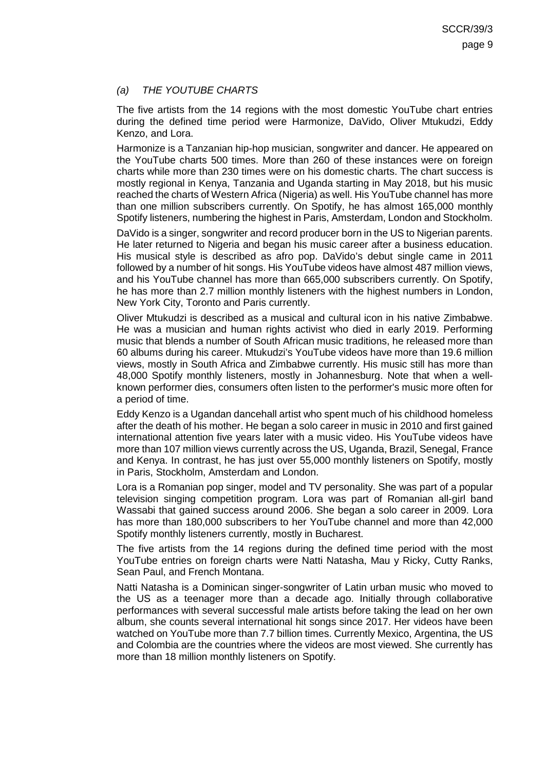### *(a) THE YOUTUBE CHARTS*

The five artists from the 14 regions with the most domestic YouTube chart entries during the defined time period were Harmonize, DaVido, Oliver Mtukudzi, Eddy Kenzo, and Lora.

Harmonize is a Tanzanian hip-hop musician, songwriter and dancer. He appeared on the YouTube charts 500 times. More than 260 of these instances were on foreign charts while more than 230 times were on his domestic charts. The chart success is mostly regional in Kenya, Tanzania and Uganda starting in May 2018, but his music reached the charts of Western Africa (Nigeria) as well. His YouTube channel has more than one million subscribers currently. On Spotify, he has almost 165,000 monthly Spotify listeners, numbering the highest in Paris, Amsterdam, London and Stockholm.

DaVido is a singer, songwriter and record producer born in the US to Nigerian parents. He later returned to Nigeria and began his music career after a business education. His musical style is described as afro pop. DaVido's debut single came in 2011 followed by a number of hit songs. His YouTube videos have almost 487 million views, and his YouTube channel has more than 665,000 subscribers currently. On Spotify, he has more than 2.7 million monthly listeners with the highest numbers in London, New York City, Toronto and Paris currently.

Oliver Mtukudzi is described as a musical and cultural icon in his native Zimbabwe. He was a musician and human rights activist who died in early 2019. Performing music that blends a number of South African music traditions, he released more than 60 albums during his career. Mtukudzi's YouTube videos have more than 19.6 million views, mostly in South Africa and Zimbabwe currently. His music still has more than 48,000 Spotify monthly listeners, mostly in Johannesburg. Note that when a well-known performer dies, consumers often listen to the performer's music more often for a period of time.

Eddy Kenzo is a Ugandan dancehall artist who spent much of his childhood homeless after the death of his mother. He began a solo career in music in 2010 and first gained international attention five years later with a music video. His YouTube videos have more than 107 million views currently across the US, Uganda, Brazil, Senegal, France and Kenya. In contrast, he has just over 55,000 monthly listeners on Spotify, mostly in Paris, Stockholm, Amsterdam and London.

Lora is a Romanian pop singer, model and TV personality. She was part of a popular television singing competition program. Lora was part of Romanian all-girl band Wassabi that gained success around 2006. She began a solo career in 2009. Lora has more than 180,000 subscribers to her YouTube channel and more than 42,000 Spotify monthly listeners currently, mostly in Bucharest.

The five artists from the 14 regions during the defined time period with the most YouTube entries on foreign charts were Natti Natasha, Mau y Ricky, Cutty Ranks, Sean Paul, and French Montana.

Natti Natasha is a Dominican singer-songwriter of Latin urban music who moved to the US as a teenager more than a decade ago. Initially through collaborative performances with several successful male artists before taking the lead on her own album, she counts several international hit songs since 2017. Her videos have been watched on YouTube more than 7.7 billion times. Currently Mexico, Argentina, the US and Colombia are the countries where the videos are most viewed. She currently has more than 18 million monthly listeners on Spotify.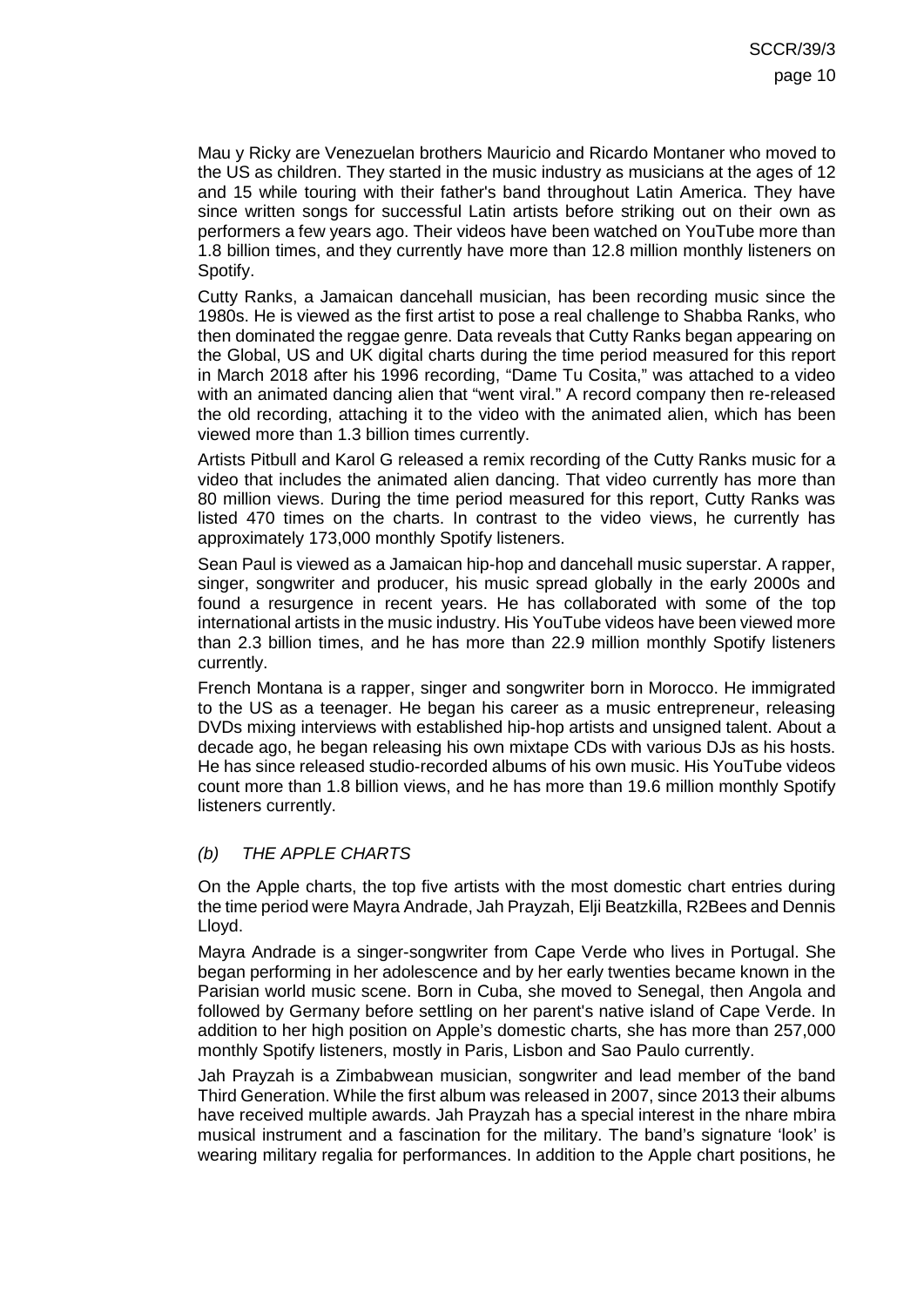Mau y Ricky are Venezuelan brothers Mauricio and Ricardo Montaner who moved to the US as children. They started in the music industry as musicians at the ages of 12 and 15 while touring with their father's band throughout Latin America. They have since written songs for successful Latin artists before striking out on their own as performers a few years ago. Their videos have been watched on YouTube more than 1.8 billion times, and they currently have more than 12.8 million monthly listeners on Spotify.

Cutty Ranks, a Jamaican dancehall musician, has been recording music since the 1980s. He is viewed as the first artist to pose a real challenge to Shabba Ranks, who then dominated the reggae genre. Data reveals that Cutty Ranks began appearing on the Global, US and UK digital charts during the time period measured for this report in March 2018 after his 1996 recording, "Dame Tu Cosita," was attached to a video with an animated dancing alien that "went viral." A record company then re-released the old recording, attaching it to the video with the animated alien, which has been viewed more than 1.3 billion times currently.

Artists Pitbull and Karol G released a remix recording of the Cutty Ranks music for a video that includes the animated alien dancing. That video currently has more than 80 million views. During the time period measured for this report, Cutty Ranks was listed 470 times on the charts. In contrast to the video views, he currently has approximately 173,000 monthly Spotify listeners.

Sean Paul is viewed as a Jamaican hip-hop and dancehall music superstar. A rapper, singer, songwriter and producer, his music spread globally in the early 2000s and found a resurgence in recent years. He has collaborated with some of the top international artists in the music industry. His YouTube videos have been viewed more than 2.3 billion times, and he has more than 22.9 million monthly Spotify listeners currently.

French Montana is a rapper, singer and songwriter born in Morocco. He immigrated to the US as a teenager. He began his career as a music entrepreneur, releasing DVDs mixing interviews with established hip-hop artists and unsigned talent. About a decade ago, he began releasing his own mixtape CDs with various DJs as his hosts. He has since released studio-recorded albums of his own music. His YouTube videos count more than 1.8 billion views, and he has more than 19.6 million monthly Spotify listeners currently.

### *(b) THE APPLE CHARTS*

On the Apple charts, the top five artists with the most domestic chart entries during the time period were Mayra Andrade, Jah Prayzah, Elji Beatzkilla, R2Bees and Dennis Lloyd.

Mayra Andrade is a singer-songwriter from Cape Verde who lives in Portugal. She began performing in her adolescence and by her early twenties became known in the Parisian world music scene. Born in Cuba, she moved to Senegal, then Angola and followed by Germany before settling on her parent's native island of Cape Verde. In addition to her high position on Apple's domestic charts, she has more than 257,000 monthly Spotify listeners, mostly in Paris, Lisbon and Sao Paulo currently.

Jah Prayzah is a Zimbabwean musician, songwriter and lead member of the band Third Generation. While the first album was released in 2007, since 2013 their albums have received multiple awards. Jah Prayzah has a special interest in the nhare mbira musical instrument and a fascination for the military. The band's signature 'look' is wearing military regalia for performances. In addition to the Apple chart positions, he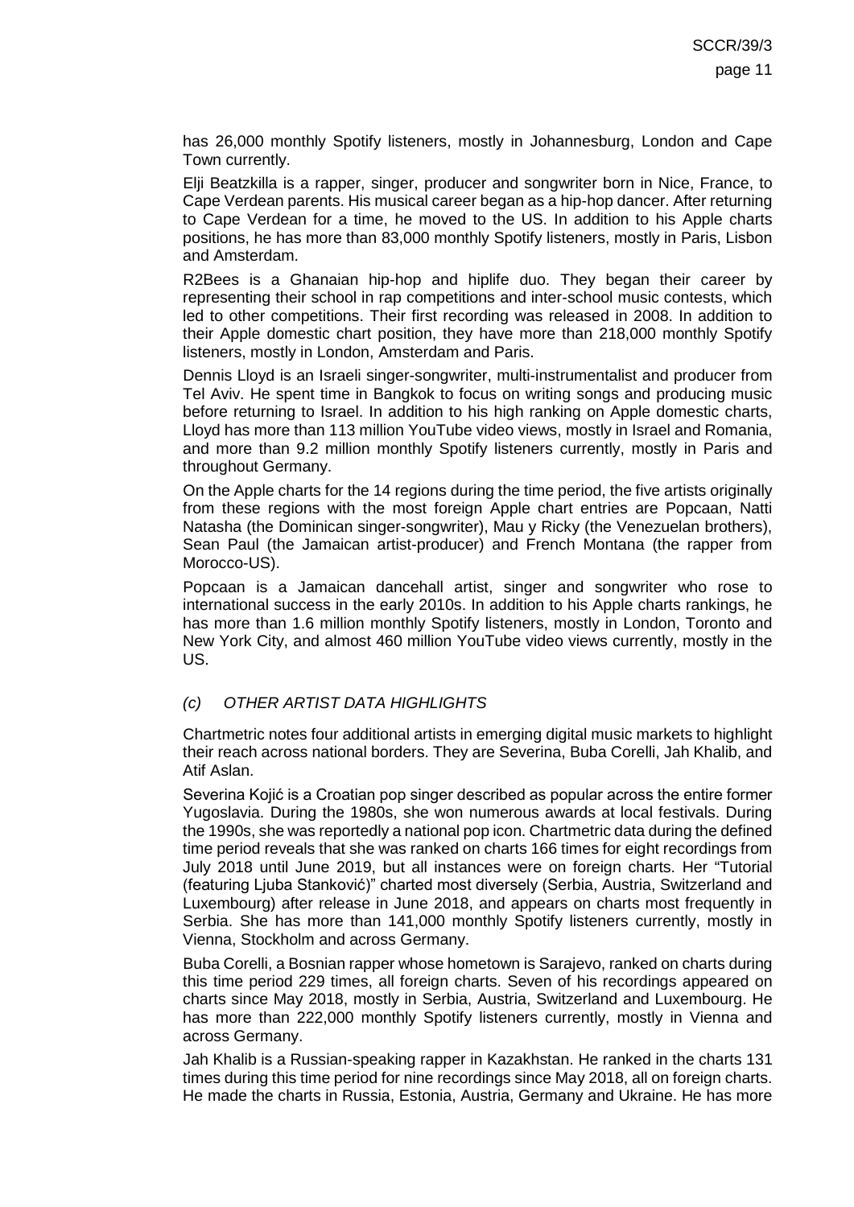has 26,000 monthly Spotify listeners, mostly in Johannesburg, London and Cape Town currently.

Elji Beatzkilla is a rapper, singer, producer and songwriter born in Nice, France, to Cape Verdean parents. His musical career began as a hip-hop dancer. After returning to Cape Verdean for a time, he moved to the US. In addition to his Apple charts positions, he has more than 83,000 monthly Spotify listeners, mostly in Paris, Lisbon and Amsterdam.

R2Bees is a Ghanaian hip-hop and hiplife duo. They began their career by representing their school in rap competitions and inter-school music contests, which led to other competitions. Their first recording was released in 2008. In addition to their Apple domestic chart position, they have more than 218,000 monthly Spotify listeners, mostly in London, Amsterdam and Paris.

Dennis Lloyd is an Israeli singer-songwriter, multi-instrumentalist and producer from Tel Aviv. He spent time in Bangkok to focus on writing songs and producing music before returning to Israel. In addition to his high ranking on Apple domestic charts, Lloyd has more than 113 million YouTube video views, mostly in Israel and Romania, and more than 9.2 million monthly Spotify listeners currently, mostly in Paris and throughout Germany.

On the Apple charts for the 14 regions during the time period, the five artists originally from these regions with the most foreign Apple chart entries are Popcaan, Natti Natasha (the Dominican singer-songwriter), Mau y Ricky (the Venezuelan brothers), Sean Paul (the Jamaican artist-producer) and French Montana (the rapper from Morocco-US).

Popcaan is a Jamaican dancehall artist, singer and songwriter who rose to international success in the early 2010s. In addition to his Apple charts rankings, he has more than 1.6 million monthly Spotify listeners, mostly in London, Toronto and New York City, and almost 460 million YouTube video views currently, mostly in the US.

### *(c) OTHER ARTIST DATA HIGHLIGHTS*

Chartmetric notes four additional artists in emerging digital music markets to highlight their reach across national borders. They are Severina, Buba Corelli, Jah Khalib, and Atif Aslan.

Severina Kojić is a Croatian pop singer described as popular across the entire former Yugoslavia. During the 1980s, she won numerous awards at local festivals. During the 1990s, she was reportedly a national pop icon. Chartmetric data during the defined time period reveals that she was ranked on charts 166 times for eight recordings from July 2018 until June 2019, but all instances were on foreign charts. Her "Tutorial (featuring Ljuba Stanković)" charted most diversely (Serbia, Austria, Switzerland and Luxembourg) after release in June 2018, and appears on charts most frequently in Serbia. She has more than 141,000 monthly Spotify listeners currently, mostly in Vienna, Stockholm and across Germany.

Buba Corelli, a Bosnian rapper whose hometown is Sarajevo, ranked on charts during this time period 229 times, all foreign charts. Seven of his recordings appeared on charts since May 2018, mostly in Serbia, Austria, Switzerland and Luxembourg. He has more than 222,000 monthly Spotify listeners currently, mostly in Vienna and across Germany.

Jah Khalib is a Russian-speaking rapper in Kazakhstan. He ranked in the charts 131 times during this time period for nine recordings since May 2018, all on foreign charts. He made the charts in Russia, Estonia, Austria, Germany and Ukraine. He has more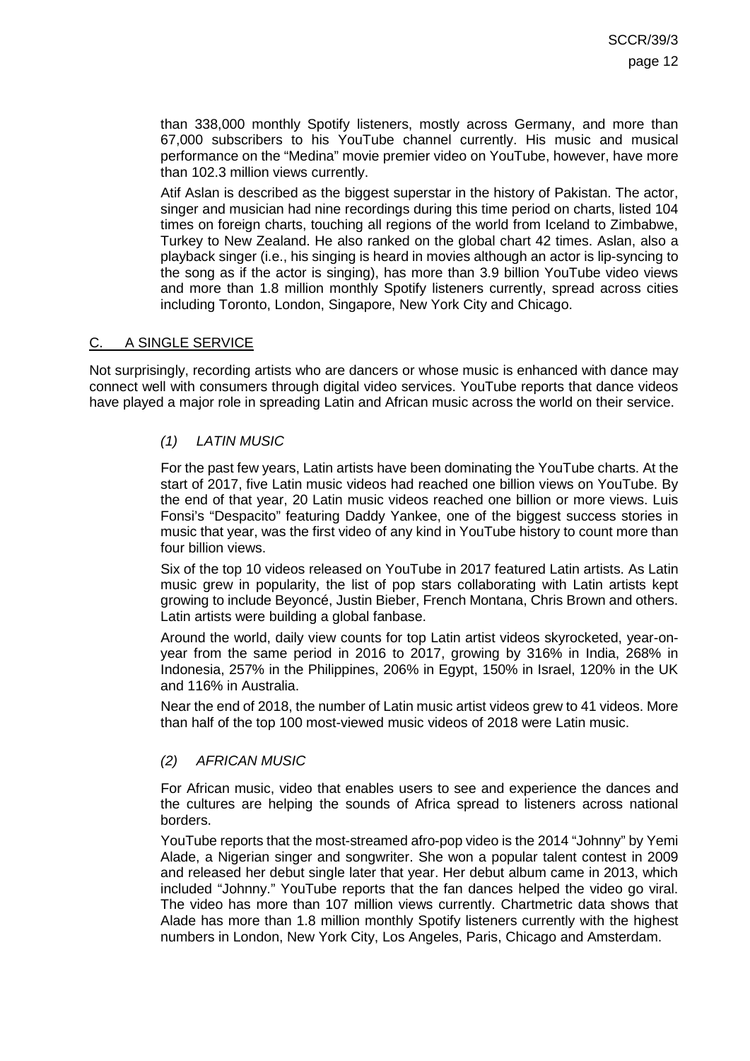than 338,000 monthly Spotify listeners, mostly across Germany, and more than 67,000 subscribers to his YouTube channel currently. His music and musical performance on the "Medina" movie premier video on YouTube, however, have more than 102.3 million views currently.

Atif Aslan is described as the biggest superstar in the history of Pakistan. The actor, singer and musician had nine recordings during this time period on charts, listed 104 times on foreign charts, touching all regions of the world from Iceland to Zimbabwe, Turkey to New Zealand. He also ranked on the global chart 42 times. Aslan, also a playback singer (i.e., his singing is heard in movies although an actor is lip-syncing to the song as if the actor is singing), has more than 3.9 billion YouTube video views and more than 1.8 million monthly Spotify listeners currently, spread across cities including Toronto, London, Singapore, New York City and Chicago.

## C. A SINGLE SERVICE

Not surprisingly, recording artists who are dancers or whose music is enhanced with dance may connect well with consumers through digital video services. YouTube reports that dance videos have played a major role in spreading Latin and African music across the world on their service.

### *(1) LATIN MUSIC*

For the past few years, Latin artists have been dominating the YouTube charts. At the start of 2017, five Latin music videos had reached one billion views on YouTube. By the end of that year, 20 Latin music videos reached one billion or more views. Luis Fonsi's "Despacito" featuring Daddy Yankee, one of the biggest success stories in music that year, was the first video of any kind in YouTube history to count more than four billion views.

Six of the top 10 videos released on YouTube in 2017 featured Latin artists. As Latin music grew in popularity, the list of pop stars collaborating with Latin artists kept growing to include Beyoncé, Justin Bieber, French Montana, Chris Brown and others. Latin artists were building a global fanbase.

Around the world, daily view counts for top Latin artist videos skyrocketed, year-on-year from the same period in 2016 to 2017, growing by 316% in India, 268% in Indonesia, 257% in the Philippines, 206% in Egypt, 150% in Israel, 120% in the UK and 116% in Australia.

Near the end of 2018, the number of Latin music artist videos grew to 41 videos. More than half of the top 100 most-viewed music videos of 2018 were Latin music.

### *(2) AFRICAN MUSIC*

For African music, video that enables users to see and experience the dances and the cultures are helping the sounds of Africa spread to listeners across national borders.

YouTube reports that the most-streamed afro-pop video is the 2014 "Johnny" by Yemi Alade, a Nigerian singer and songwriter. She won a popular talent contest in 2009 and released her debut single later that year. Her debut album came in 2013, which included "Johnny." YouTube reports that the fan dances helped the video go viral. The video has more than 107 million views currently. Chartmetric data shows that Alade has more than 1.8 million monthly Spotify listeners currently with the highest numbers in London, New York City, Los Angeles, Paris, Chicago and Amsterdam.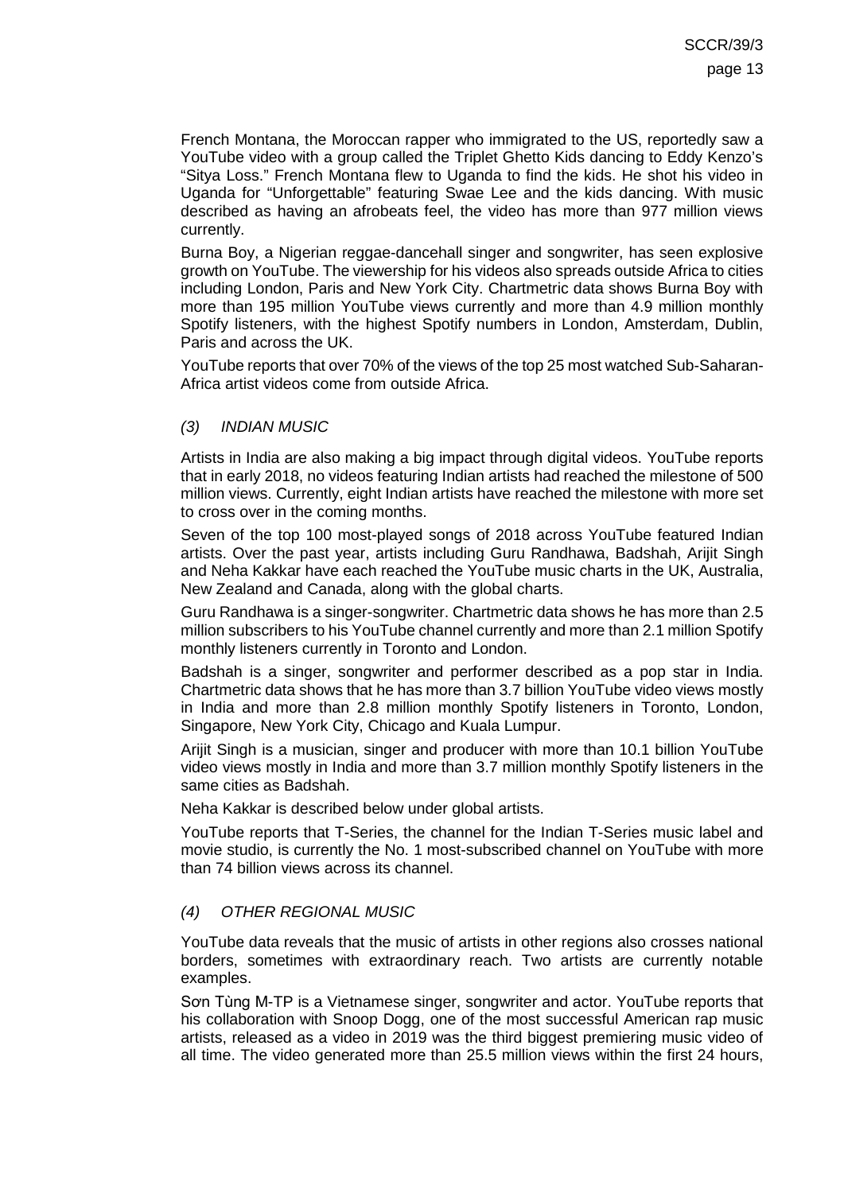French Montana, the Moroccan rapper who immigrated to the US, reportedly saw a YouTube video with a group called the Triplet Ghetto Kids dancing to Eddy Kenzo's "Sitya Loss." French Montana flew to Uganda to find the kids. He shot his video in Uganda for "Unforgettable" featuring Swae Lee and the kids dancing. With music described as having an afrobeats feel, the video has more than 977 million views currently.

Burna Boy, a Nigerian reggae-dancehall singer and songwriter, has seen explosive growth on YouTube. The viewership for his videos also spreads outside Africa to cities including London, Paris and New York City. Chartmetric data shows Burna Boy with more than 195 million YouTube views currently and more than 4.9 million monthly Spotify listeners, with the highest Spotify numbers in London, Amsterdam, Dublin, Paris and across the UK.

YouTube reports that over 70% of the views of the top 25 most watched Sub-Saharan-Africa artist videos come from outside Africa.

### *(3) INDIAN MUSIC*

Artists in India are also making a big impact through digital videos. YouTube reports that in early 2018, no videos featuring Indian artists had reached the milestone of 500 million views. Currently, eight Indian artists have reached the milestone with more set to cross over in the coming months.

Seven of the top 100 most-played songs of 2018 across YouTube featured Indian artists. Over the past year, artists including Guru Randhawa, Badshah, Arijit Singh and Neha Kakkar have each reached the YouTube music charts in the UK, Australia, New Zealand and Canada, along with the global charts.

Guru Randhawa is a singer-songwriter. Chartmetric data shows he has more than 2.5 million subscribers to his YouTube channel currently and more than 2.1 million Spotify monthly listeners currently in Toronto and London.

Badshah is a singer, songwriter and performer described as a pop star in India. Chartmetric data shows that he has more than 3.7 billion YouTube video views mostly in India and more than 2.8 million monthly Spotify listeners in Toronto, London, Singapore, New York City, Chicago and Kuala Lumpur.

Arijit Singh is a musician, singer and producer with more than 10.1 billion YouTube video views mostly in India and more than 3.7 million monthly Spotify listeners in the same cities as Badshah.

Neha Kakkar is described below under global artists.

YouTube reports that T-Series, the channel for the Indian T-Series music label and movie studio, is currently the No. 1 most-subscribed channel on YouTube with more than 74 billion views across its channel.

### *(4) OTHER REGIONAL MUSIC*

YouTube data reveals that the music of artists in other regions also crosses national borders, sometimes with extraordinary reach. Two artists are currently notable examples.

Sơn Tùng M-TP is a Vietnamese singer, songwriter and actor. YouTube reports that his collaboration with Snoop Dogg, one of the most successful American rap music artists, released as a video in 2019 was the third biggest premiering music video of all time. The video generated more than 25.5 million views within the first 24 hours,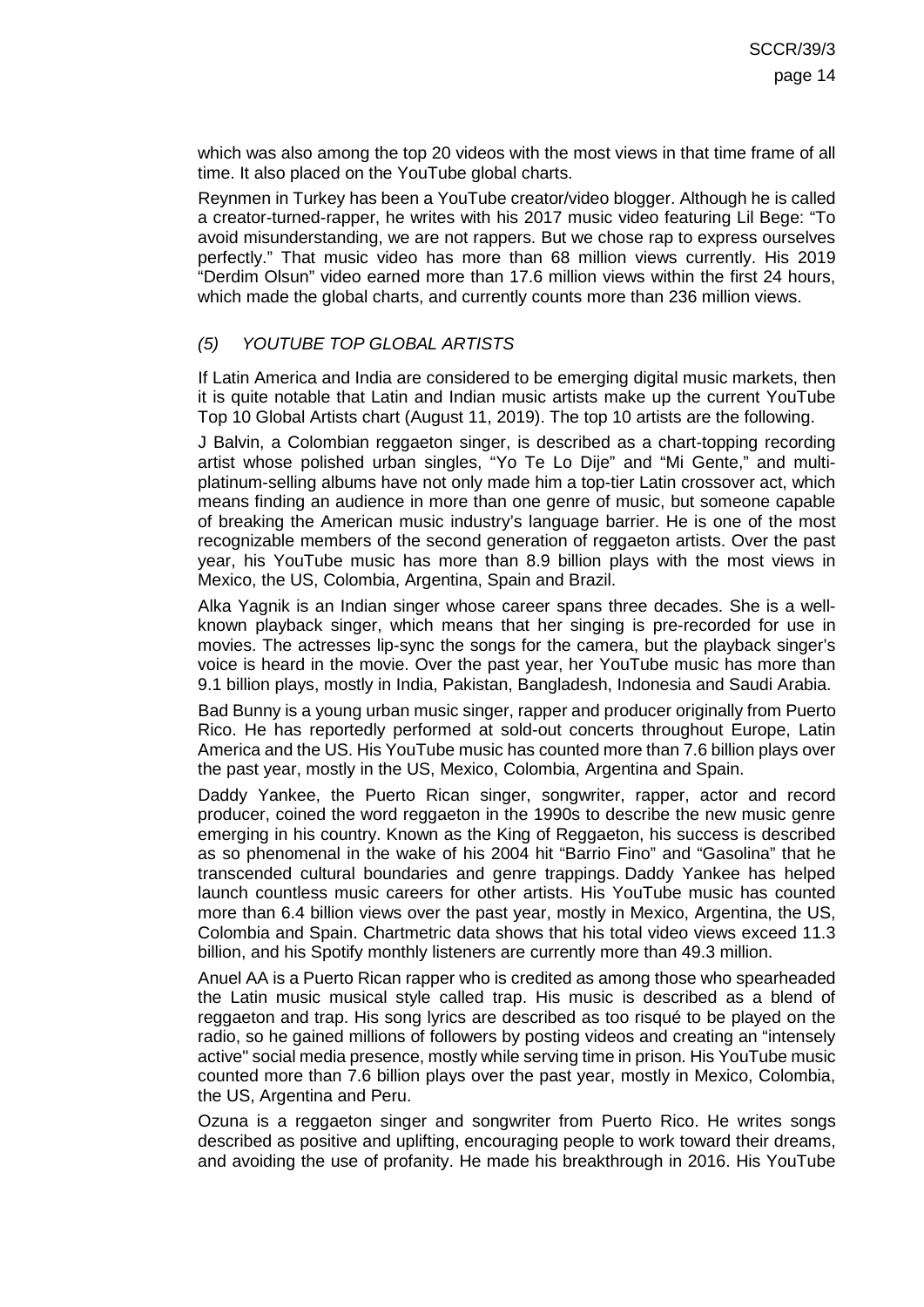which was also among the top 20 videos with the most views in that time frame of all time. It also placed on the YouTube global charts.

Reynmen in Turkey has been a YouTube creator/video blogger. Although he is called a creator-turned-rapper, he writes with his 2017 music video featuring Lil Bege: "To avoid misunderstanding, we are not rappers. But we chose rap to express ourselves perfectly." That music video has more than 68 million views currently. His 2019 "Derdim Olsun" video earned more than 17.6 million views within the first 24 hours, which made the global charts, and currently counts more than 236 million views.

### *(5) YOUTUBE TOP GLOBAL ARTISTS*

If Latin America and India are considered to be emerging digital music markets, then it is quite notable that Latin and Indian music artists make up the current YouTube Top 10 Global Artists chart (August 11, 2019). The top 10 artists are the following.

J Balvin, a Colombian reggaeton singer, is described as a chart-topping recording artist whose polished urban singles, "Yo Te Lo Dije" and "Mi Gente," and multi-platinum-selling albums have not only made him a top-tier Latin crossover act, which means finding an audience in more than one genre of music, but someone capable of breaking the American music industry's language barrier. He is one of the most recognizable members of the second generation of reggaeton artists. Over the past year, his YouTube music has more than 8.9 billion plays with the most views in Mexico, the US, Colombia, Argentina, Spain and Brazil.

Alka Yagnik is an Indian singer whose career spans three decades. She is a well-known playback singer, which means that her singing is pre-recorded for use in movies. The actresses lip-sync the songs for the camera, but the playback singer's voice is heard in the movie. Over the past year, her YouTube music has more than 9.1 billion plays, mostly in India, Pakistan, Bangladesh, Indonesia and Saudi Arabia.

Bad Bunny is a young urban music singer, rapper and producer originally from Puerto Rico. He has reportedly performed at sold-out concerts throughout Europe, Latin America and the US. His YouTube music has counted more than 7.6 billion plays over the past year, mostly in the US, Mexico, Colombia, Argentina and Spain.

Daddy Yankee, the Puerto Rican singer, songwriter, rapper, actor and record producer, coined the word reggaeton in the 1990s to describe the new music genre emerging in his country. Known as the King of Reggaeton, his success is described as so phenomenal in the wake of his 2004 hit "Barrio Fino" and "Gasolina" that he transcended cultural boundaries and genre trappings. Daddy Yankee has helped launch countless music careers for other artists. His YouTube music has counted more than 6.4 billion views over the past year, mostly in Mexico, Argentina, the US, Colombia and Spain. Chartmetric data shows that his total video views exceed 11.3 billion, and his Spotify monthly listeners are currently more than 49.3 million.

Anuel AA is a Puerto Rican rapper who is credited as among those who spearheaded the Latin music musical style called trap. His music is described as a blend of reggaeton and trap. His song lyrics are described as too risqué to be played on the radio, so he gained millions of followers by posting videos and creating an "intensely active" social media presence, mostly while serving time in prison. His YouTube music counted more than 7.6 billion plays over the past year, mostly in Mexico, Colombia, the US, Argentina and Peru.

Ozuna is a reggaeton singer and songwriter from Puerto Rico. He writes songs described as positive and uplifting, encouraging people to work toward their dreams, and avoiding the use of profanity. He made his breakthrough in 2016. His YouTube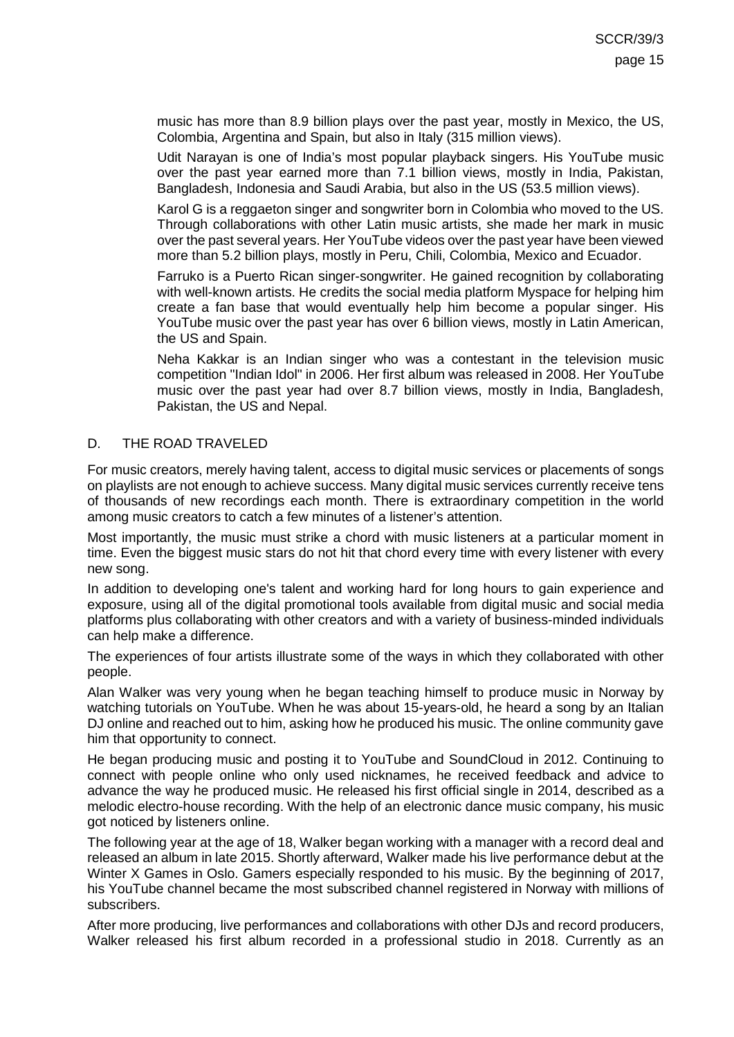music has more than 8.9 billion plays over the past year, mostly in Mexico, the US, Colombia, Argentina and Spain, but also in Italy (315 million views).

Udit Narayan is one of India's most popular playback singers. His YouTube music over the past year earned more than 7.1 billion views, mostly in India, Pakistan, Bangladesh, Indonesia and Saudi Arabia, but also in the US (53.5 million views).

Karol G is a reggaeton singer and songwriter born in Colombia who moved to the US. Through collaborations with other Latin music artists, she made her mark in music over the past several years. Her YouTube videos over the past year have been viewed more than 5.2 billion plays, mostly in Peru, Chili, Colombia, Mexico and Ecuador.

Farruko is a Puerto Rican singer-songwriter. He gained recognition by collaborating with well-known artists. He credits the social media platform Myspace for helping him create a fan base that would eventually help him become a popular singer. His YouTube music over the past year has over 6 billion views, mostly in Latin American, the US and Spain.

Neha Kakkar is an Indian singer who was a contestant in the television music competition "Indian Idol" in 2006. Her first album was released in 2008. Her YouTube music over the past year had over 8.7 billion views, mostly in India, Bangladesh, Pakistan, the US and Nepal.

## D. THE ROAD TRAVELED

For music creators, merely having talent, access to digital music services or placements of songs on playlists are not enough to achieve success. Many digital music services currently receive tens of thousands of new recordings each month. There is extraordinary competition in the world among music creators to catch a few minutes of a listener's attention.

Most importantly, the music must strike a chord with music listeners at a particular moment in time. Even the biggest music stars do not hit that chord every time with every listener with every new song.

In addition to developing one's talent and working hard for long hours to gain experience and exposure, using all of the digital promotional tools available from digital music and social media platforms plus collaborating with other creators and with a variety of business-minded individuals can help make a difference.

The experiences of four artists illustrate some of the ways in which they collaborated with other people.

Alan Walker was very young when he began teaching himself to produce music in Norway by watching tutorials on YouTube. When he was about 15-years-old, he heard a song by an Italian DJ online and reached out to him, asking how he produced his music. The online community gave him that opportunity to connect.

He began producing music and posting it to YouTube and SoundCloud in 2012. Continuing to connect with people online who only used nicknames, he received feedback and advice to advance the way he produced music. He released his first official single in 2014, described as a melodic electro-house recording. With the help of an electronic dance music company, his music got noticed by listeners online.

The following year at the age of 18, Walker began working with a manager with a record deal and released an album in late 2015. Shortly afterward, Walker made his live performance debut at the Winter X Games in Oslo. Gamers especially responded to his music. By the beginning of 2017, his YouTube channel became the most subscribed channel registered in Norway with millions of subscribers.

After more producing, live performances and collaborations with other DJs and record producers, Walker released his first album recorded in a professional studio in 2018. Currently as an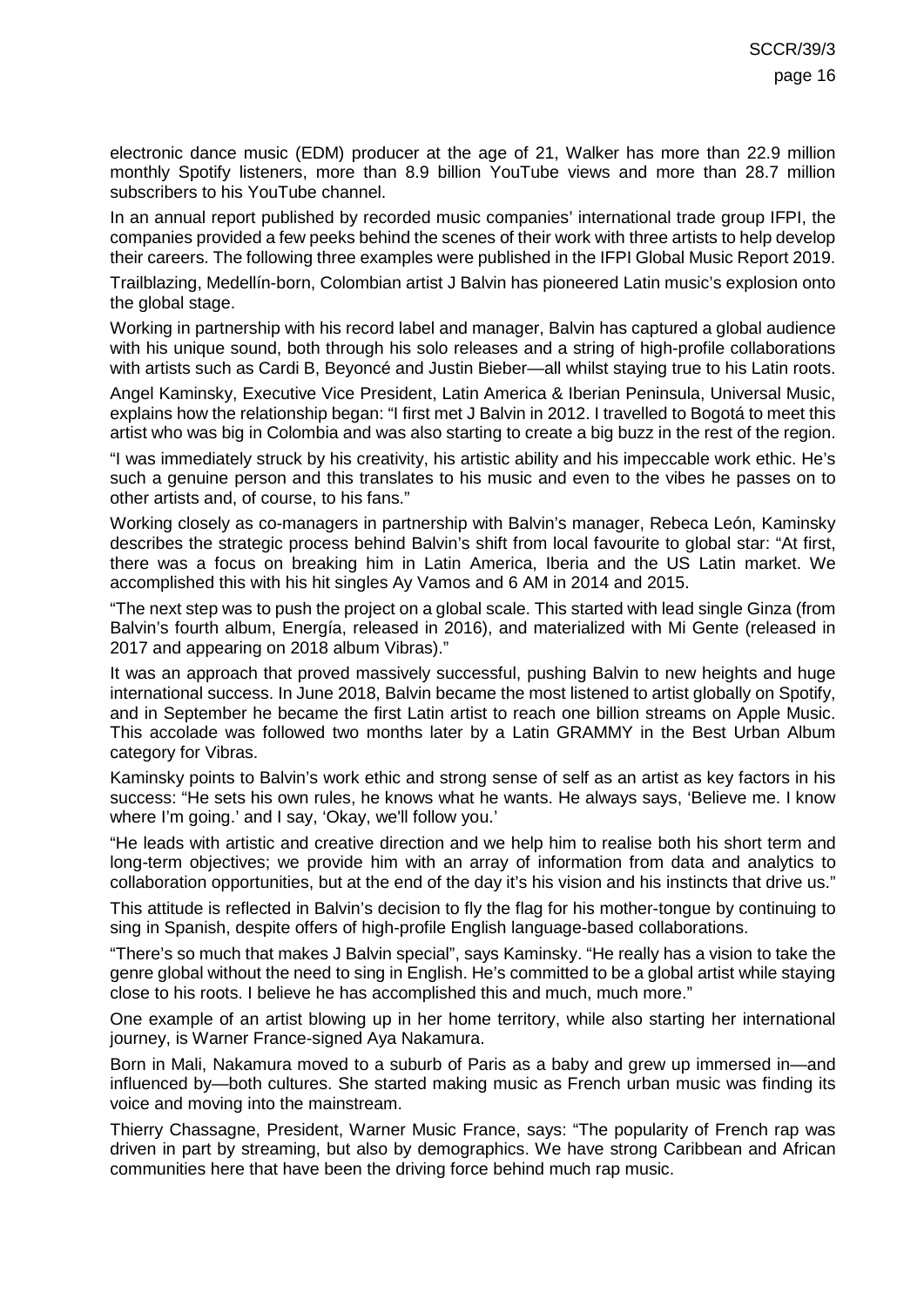electronic dance music (EDM) producer at the age of 21, Walker has more than 22.9 million monthly Spotify listeners, more than 8.9 billion YouTube views and more than 28.7 million subscribers to his YouTube channel.

In an annual report published by recorded music companies' international trade group IFPI, the companies provided a few peeks behind the scenes of their work with three artists to help develop their careers. The following three examples were published in the IFPI Global Music Report 2019.

Trailblazing, Medellín-born, Colombian artist J Balvin has pioneered Latin music's explosion onto the global stage.

Working in partnership with his record label and manager, Balvin has captured a global audience with his unique sound, both through his solo releases and a string of high-profile collaborations with artists such as Cardi B, Beyoncé and Justin Bieber—all whilst staying true to his Latin roots.

Angel Kaminsky, Executive Vice President, Latin America & Iberian Peninsula, Universal Music, explains how the relationship began: "I first met J Balvin in 2012. I travelled to Bogotá to meet this artist who was big in Colombia and was also starting to create a big buzz in the rest of the region.

"I was immediately struck by his creativity, his artistic ability and his impeccable work ethic. He's such a genuine person and this translates to his music and even to the vibes he passes on to other artists and, of course, to his fans."

Working closely as co-managers in partnership with Balvin's manager, Rebeca León, Kaminsky describes the strategic process behind Balvin's shift from local favourite to global star: "At first, there was a focus on breaking him in Latin America, Iberia and the US Latin market. We accomplished this with his hit singles Ay Vamos and 6 AM in 2014 and 2015.

"The next step was to push the project on a global scale. This started with lead single Ginza (from Balvin's fourth album, Energía, released in 2016), and materialized with Mi Gente (released in 2017 and appearing on 2018 album Vibras)."

It was an approach that proved massively successful, pushing Balvin to new heights and huge international success. In June 2018, Balvin became the most listened to artist globally on Spotify, and in September he became the first Latin artist to reach one billion streams on Apple Music. This accolade was followed two months later by a Latin GRAMMY in the Best Urban Album category for Vibras.

Kaminsky points to Balvin's work ethic and strong sense of self as an artist as key factors in his success: "He sets his own rules, he knows what he wants. He always says, 'Believe me. I know where I'm going.' and I say, 'Okay, we'll follow you.'

"He leads with artistic and creative direction and we help him to realise both his short term and long-term objectives; we provide him with an array of information from data and analytics to collaboration opportunities, but at the end of the day it's his vision and his instincts that drive us."

This attitude is reflected in Balvin's decision to fly the flag for his mother-tongue by continuing to sing in Spanish, despite offers of high-profile English language-based collaborations.

"There's so much that makes J Balvin special", says Kaminsky. "He really has a vision to take the genre global without the need to sing in English. He's committed to be a global artist while staying close to his roots. I believe he has accomplished this and much, much more."

One example of an artist blowing up in her home territory, while also starting her international journey, is Warner France-signed Aya Nakamura.

Born in Mali, Nakamura moved to a suburb of Paris as a baby and grew up immersed in—and influenced by—both cultures. She started making music as French urban music was finding its voice and moving into the mainstream.

Thierry Chassagne, President, Warner Music France, says: "The popularity of French rap was driven in part by streaming, but also by demographics. We have strong Caribbean and African communities here that have been the driving force behind much rap music.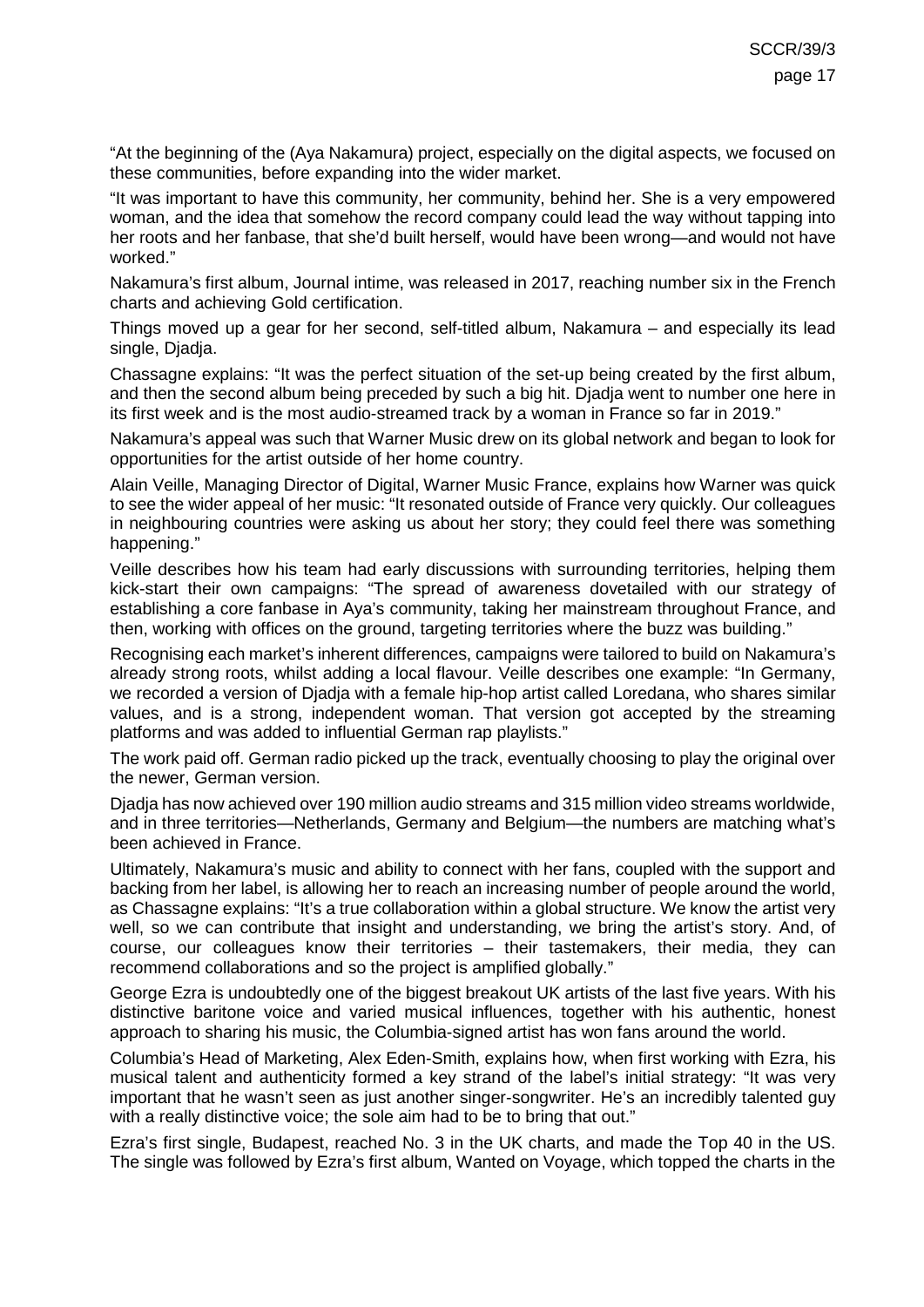"At the beginning of the (Aya Nakamura) project, especially on the digital aspects, we focused on these communities, before expanding into the wider market.

"It was important to have this community, her community, behind her. She is a very empowered woman, and the idea that somehow the record company could lead the way without tapping into her roots and her fanbase, that she'd built herself, would have been wrong—and would not have worked."

Nakamura's first album, Journal intime, was released in 2017, reaching number six in the French charts and achieving Gold certification.

Things moved up a gear for her second, self-titled album, Nakamura – and especially its lead single, Djadja.

Chassagne explains: "It was the perfect situation of the set-up being created by the first album, and then the second album being preceded by such a big hit. Djadja went to number one here in its first week and is the most audio-streamed track by a woman in France so far in 2019."

Nakamura's appeal was such that Warner Music drew on its global network and began to look for opportunities for the artist outside of her home country.

Alain Veille, Managing Director of Digital, Warner Music France, explains how Warner was quick to see the wider appeal of her music: "It resonated outside of France very quickly. Our colleagues in neighbouring countries were asking us about her story; they could feel there was something happening."

Veille describes how his team had early discussions with surrounding territories, helping them kick-start their own campaigns: "The spread of awareness dovetailed with our strategy of establishing a core fanbase in Aya's community, taking her mainstream throughout France, and then, working with offices on the ground, targeting territories where the buzz was building."

Recognising each market's inherent differences, campaigns were tailored to build on Nakamura's already strong roots, whilst adding a local flavour. Veille describes one example: "In Germany, we recorded a version of Djadja with a female hip-hop artist called Loredana, who shares similar values, and is a strong, independent woman. That version got accepted by the streaming platforms and was added to influential German rap playlists."

The work paid off. German radio picked up the track, eventually choosing to play the original over the newer, German version.

Djadja has now achieved over 190 million audio streams and 315 million video streams worldwide, and in three territories—Netherlands, Germany and Belgium—the numbers are matching what's been achieved in France.

Ultimately, Nakamura's music and ability to connect with her fans, coupled with the support and backing from her label, is allowing her to reach an increasing number of people around the world, as Chassagne explains: "It's a true collaboration within a global structure. We know the artist very well, so we can contribute that insight and understanding, we bring the artist's story. And, of course, our colleagues know their territories – their tastemakers, their media, they can recommend collaborations and so the project is amplified globally."

George Ezra is undoubtedly one of the biggest breakout UK artists of the last five years. With his distinctive baritone voice and varied musical influences, together with his authentic, honest approach to sharing his music, the Columbia-signed artist has won fans around the world.

Columbia's Head of Marketing, Alex Eden-Smith, explains how, when first working with Ezra, his musical talent and authenticity formed a key strand of the label's initial strategy: "It was very important that he wasn't seen as just another singer-songwriter. He's an incredibly talented guy with a really distinctive voice; the sole aim had to be to bring that out."

Ezra's first single, Budapest, reached No. 3 in the UK charts, and made the Top 40 in the US. The single was followed by Ezra's first album, Wanted on Voyage, which topped the charts in the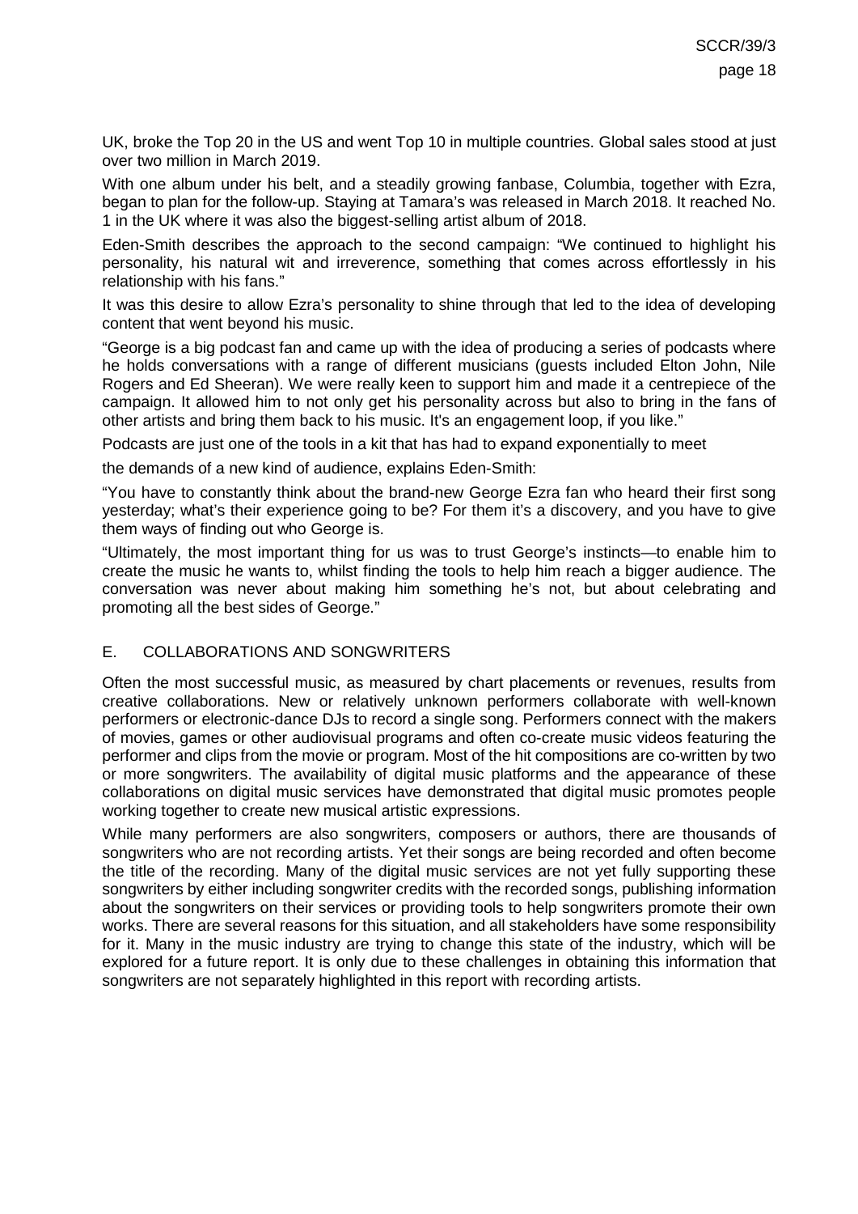UK, broke the Top 20 in the US and went Top 10 in multiple countries. Global sales stood at just over two million in March 2019.

With one album under his belt, and a steadily growing fanbase, Columbia, together with Ezra, began to plan for the follow-up. Staying at Tamara's was released in March 2018. It reached No. 1 in the UK where it was also the biggest-selling artist album of 2018.

Eden-Smith describes the approach to the second campaign: "We continued to highlight his personality, his natural wit and irreverence, something that comes across effortlessly in his relationship with his fans."

It was this desire to allow Ezra's personality to shine through that led to the idea of developing content that went beyond his music.

"George is a big podcast fan and came up with the idea of producing a series of podcasts where he holds conversations with a range of different musicians (guests included Elton John, Nile Rogers and Ed Sheeran). We were really keen to support him and made it a centrepiece of the campaign. It allowed him to not only get his personality across but also to bring in the fans of other artists and bring them back to his music. It's an engagement loop, if you like."

Podcasts are just one of the tools in a kit that has had to expand exponentially to meet

the demands of a new kind of audience, explains Eden-Smith:

"You have to constantly think about the brand-new George Ezra fan who heard their first song yesterday; what's their experience going to be? For them it's a discovery, and you have to give them ways of finding out who George is.

"Ultimately, the most important thing for us was to trust George's instincts—to enable him to create the music he wants to, whilst finding the tools to help him reach a bigger audience. The conversation was never about making him something he's not, but about celebrating and promoting all the best sides of George."

## E. COLLABORATIONS AND SONGWRITERS

Often the most successful music, as measured by chart placements or revenues, results from creative collaborations. New or relatively unknown performers collaborate with well-known performers or electronic-dance DJs to record a single song. Performers connect with the makers of movies, games or other audiovisual programs and often co-create music videos featuring the performer and clips from the movie or program. Most of the hit compositions are co-written by two or more songwriters. The availability of digital music platforms and the appearance of these collaborations on digital music services have demonstrated that digital music promotes people working together to create new musical artistic expressions.

While many performers are also songwriters, composers or authors, there are thousands of songwriters who are not recording artists. Yet their songs are being recorded and often become the title of the recording. Many of the digital music services are not yet fully supporting these songwriters by either including songwriter credits with the recorded songs, publishing information about the songwriters on their services or providing tools to help songwriters promote their own works. There are several reasons for this situation, and all stakeholders have some responsibility for it. Many in the music industry are trying to change this state of the industry, which will be explored for a future report. It is only due to these challenges in obtaining this information that songwriters are not separately highlighted in this report with recording artists.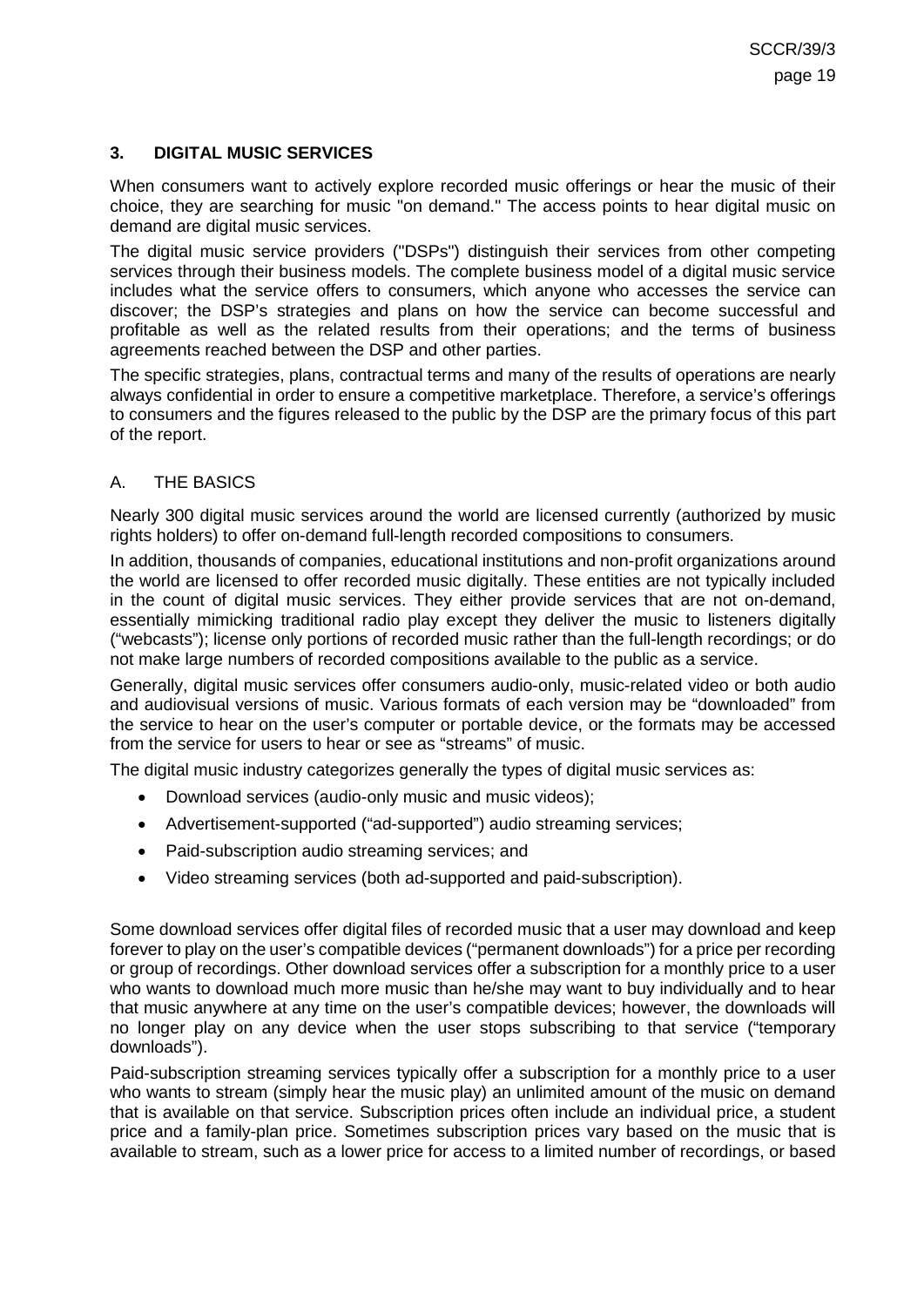## 3. DIGITAL MUSIC SERVICES

When consumers want to actively explore recorded music offerings or hear the music of their choice, they are searching for music "on demand." The access points to hear digital music on demand are digital music services.

The digital music service providers ("DSPs") distinguish their services from other competing services through their business models. The complete business model of a digital music service includes what the service offers to consumers, which anyone who accesses the service can discover; the DSP's strategies and plans on how the service can become successful and profitable as well as the related results from their operations; and the terms of business agreements reached between the DSP and other parties.

The specific strategies, plans, contractual terms and many of the results of operations are nearly always confidential in order to ensure a competitive marketplace. Therefore, a service's offerings to consumers and the figures released to the public by the DSP are the primary focus of this part of the report.

### A. THE BASICS

Nearly 300 digital music services around the world are licensed currently (authorized by music rights holders) to offer on-demand full-length recorded compositions to consumers.

In addition, thousands of companies, educational institutions and non-profit organizations around the world are licensed to offer recorded music digitally. These entities are not typically included in the count of digital music services. They either provide services that are not on-demand, essentially mimicking traditional radio play except they deliver the music to listeners digitally ("webcasts"); license only portions of recorded music rather than the full-length recordings; or do not make large numbers of recorded compositions available to the public as a service.

Generally, digital music services offer consumers audio-only, music-related video or both audio and audiovisual versions of music. Various formats of each version may be "downloaded" from the service to hear on the user's computer or portable device, or the formats may be accessed from the service for users to hear or see as "streams" of music.

The digital music industry categorizes generally the types of digital music services as:

- Download services (audio-only music and music videos);
- Advertisement-supported ("ad-supported") audio streaming services;
- Paid-subscription audio streaming services; and
- Video streaming services (both ad-supported and paid-subscription).

Some download services offer digital files of recorded music that a user may download and keep forever to play on the user's compatible devices ("permanent downloads") for a price per recording or group of recordings. Other download services offer a subscription for a monthly price to a user who wants to download much more music than he/she may want to buy individually and to hear that music anywhere at any time on the user's compatible devices; however, the downloads will no longer play on any device when the user stops subscribing to that service ("temporary downloads").

Paid-subscription streaming services typically offer a subscription for a monthly price to a user who wants to stream (simply hear the music play) an unlimited amount of the music on demand that is available on that service. Subscription prices often include an individual price, a student price and a family-plan price. Sometimes subscription prices vary based on the music that is available to stream, such as a lower price for access to a limited number of recordings, or based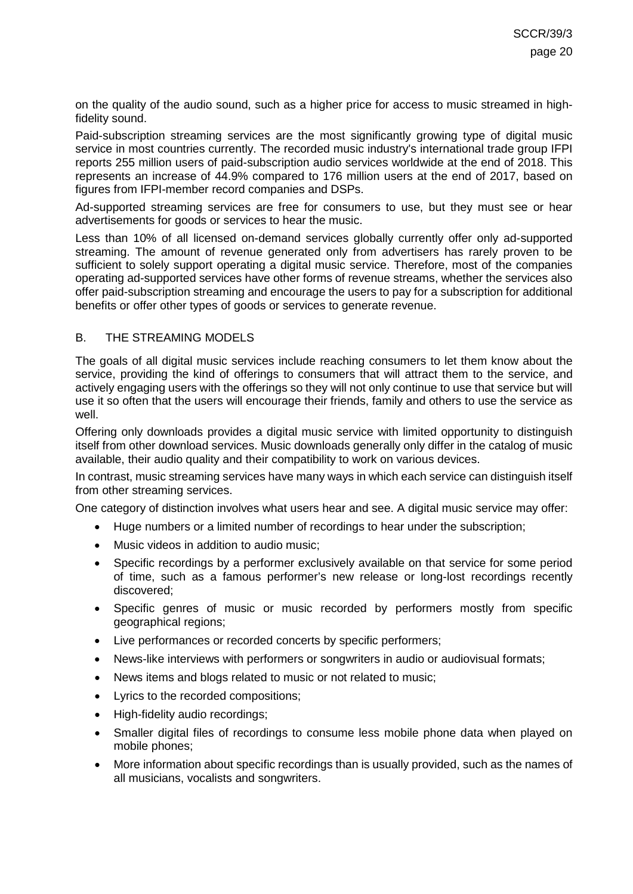on the quality of the audio sound, such as a higher price for access to music streamed in high-fidelity sound.

Paid-subscription streaming services are the most significantly growing type of digital music service in most countries currently. The recorded music industry's international trade group IFPI reports 255 million users of paid-subscription audio services worldwide at the end of 2018. This represents an increase of 44.9% compared to 176 million users at the end of 2017, based on figures from IFPI-member record companies and DSPs.

Ad-supported streaming services are free for consumers to use, but they must see or hear advertisements for goods or services to hear the music.

Less than 10% of all licensed on-demand services globally currently offer only ad-supported streaming. The amount of revenue generated only from advertisers has rarely proven to be sufficient to solely support operating a digital music service. Therefore, most of the companies operating ad-supported services have other forms of revenue streams, whether the services also offer paid-subscription streaming and encourage the users to pay for a subscription for additional benefits or offer other types of goods or services to generate revenue.

## B. THE STREAMING MODELS

The goals of all digital music services include reaching consumers to let them know about the service, providing the kind of offerings to consumers that will attract them to the service, and actively engaging users with the offerings so they will not only continue to use that service but will use it so often that the users will encourage their friends, family and others to use the service as well.

Offering only downloads provides a digital music service with limited opportunity to distinguish itself from other download services. Music downloads generally only differ in the catalog of music available, their audio quality and their compatibility to work on various devices.

In contrast, music streaming services have many ways in which each service can distinguish itself from other streaming services.

One category of distinction involves what users hear and see. A digital music service may offer:

- Huge numbers or a limited number of recordings to hear under the subscription;
- Music videos in addition to audio music;
- Specific recordings by a performer exclusively available on that service for some period of time, such as a famous performer's new release or long-lost recordings recently discovered;
- Specific genres of music or music recorded by performers mostly from specific geographical regions;
- Live performances or recorded concerts by specific performers;
- News-like interviews with performers or songwriters in audio or audiovisual formats;
- News items and blogs related to music or not related to music;
- Lyrics to the recorded compositions;
- High-fidelity audio recordings;
- Smaller digital files of recordings to consume less mobile phone data when played on mobile phones;
- More information about specific recordings than is usually provided, such as the names of all musicians, vocalists and songwriters.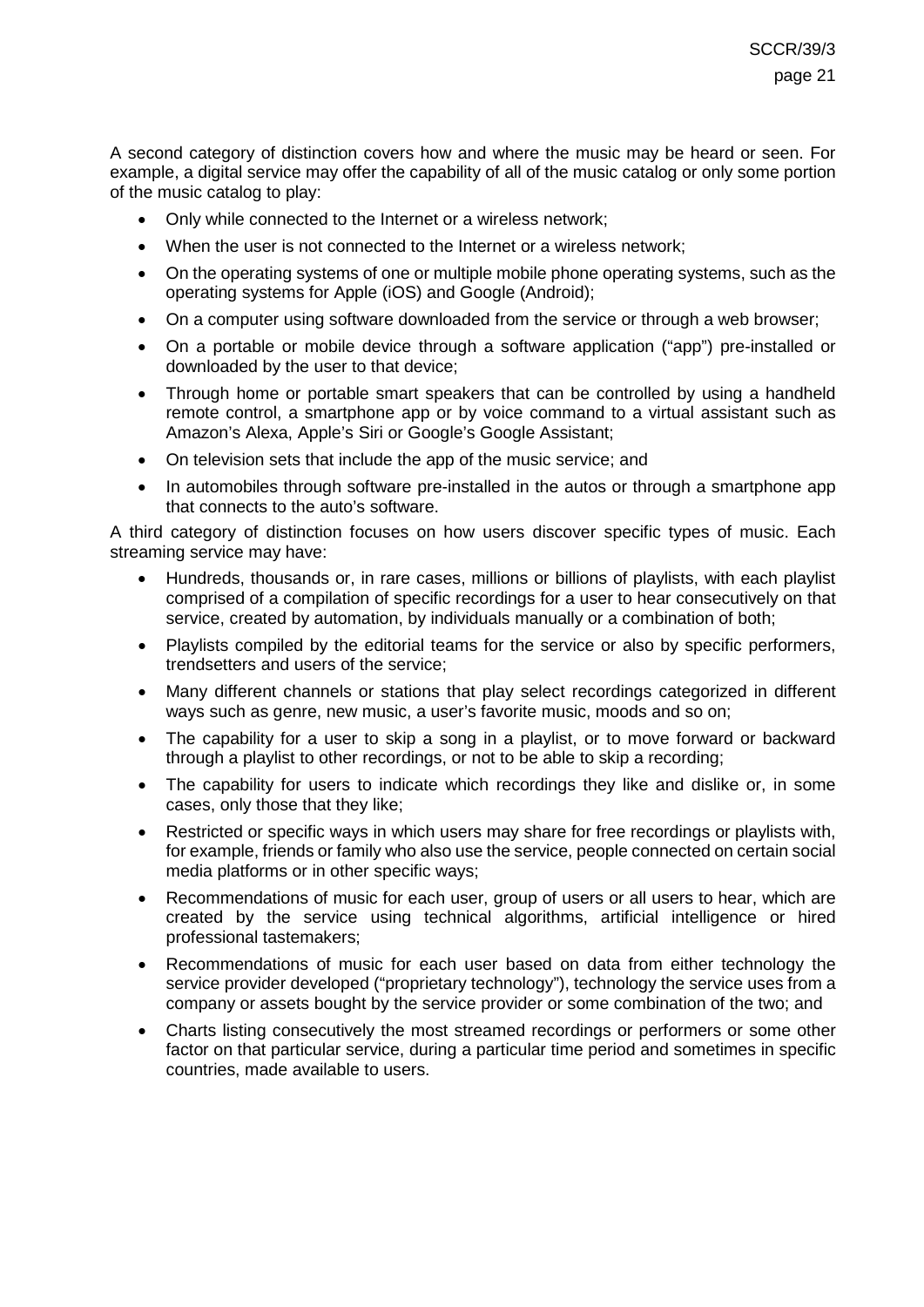A second category of distinction covers how and where the music may be heard or seen. For example, a digital service may offer the capability of all of the music catalog or only some portion of the music catalog to play:

- Only while connected to the Internet or a wireless network;
- When the user is not connected to the Internet or a wireless network;
- On the operating systems of one or multiple mobile phone operating systems, such as the operating systems for Apple (iOS) and Google (Android);
- On a computer using software downloaded from the service or through a web browser;
- On a portable or mobile device through a software application ("app") pre-installed or downloaded by the user to that device;
- Through home or portable smart speakers that can be controlled by using a handheld remote control, a smartphone app or by voice command to a virtual assistant such as Amazon's Alexa, Apple's Siri or Google's Google Assistant;
- On television sets that include the app of the music service; and
- In automobiles through software pre-installed in the autos or through a smartphone app that connects to the auto's software.

A third category of distinction focuses on how users discover specific types of music. Each streaming service may have:

- Hundreds, thousands or, in rare cases, millions or billions of playlists, with each playlist comprised of a compilation of specific recordings for a user to hear consecutively on that service, created by automation, by individuals manually or a combination of both;
- Playlists compiled by the editorial teams for the service or also by specific performers, trendsetters and users of the service;
- Many different channels or stations that play select recordings categorized in different ways such as genre, new music, a user's favorite music, moods and so on;
- The capability for a user to skip a song in a playlist, or to move forward or backward through a playlist to other recordings, or not to be able to skip a recording;
- The capability for users to indicate which recordings they like and dislike or, in some cases, only those that they like;
- Restricted or specific ways in which users may share for free recordings or playlists with, for example, friends or family who also use the service, people connected on certain social media platforms or in other specific ways;
- Recommendations of music for each user, group of users or all users to hear, which are created by the service using technical algorithms, artificial intelligence or hired professional tastemakers;
- Recommendations of music for each user based on data from either technology the service provider developed ("proprietary technology"), technology the service uses from a company or assets bought by the service provider or some combination of the two; and
- Charts listing consecutively the most streamed recordings or performers or some other factor on that particular service, during a particular time period and sometimes in specific countries, made available to users.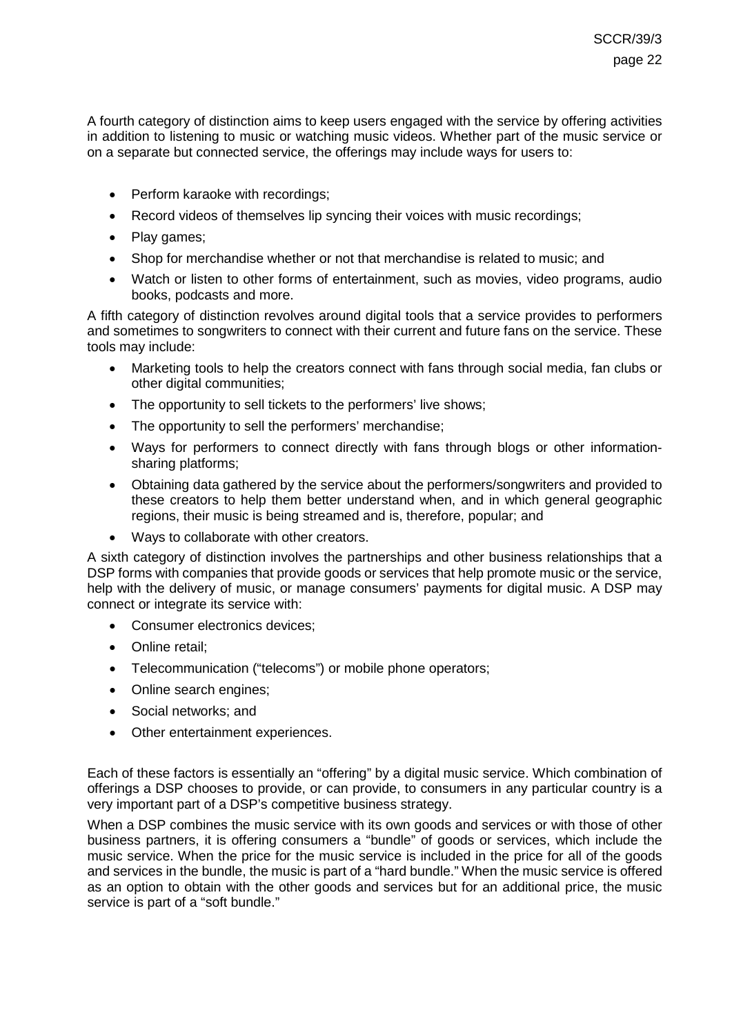A fourth category of distinction aims to keep users engaged with the service by offering activities in addition to listening to music or watching music videos. Whether part of the music service or on a separate but connected service, the offerings may include ways for users to:

- Perform karaoke with recordings;
- Record videos of themselves lip syncing their voices with music recordings;
- Play games;
- Shop for merchandise whether or not that merchandise is related to music; and
- Watch or listen to other forms of entertainment, such as movies, video programs, audio books, podcasts and more.

A fifth category of distinction revolves around digital tools that a service provides to performers and sometimes to songwriters to connect with their current and future fans on the service. These tools may include:

- Marketing tools to help the creators connect with fans through social media, fan clubs or other digital communities;
- The opportunity to sell tickets to the performers' live shows;
- The opportunity to sell the performers' merchandise;
- Ways for performers to connect directly with fans through blogs or other information-sharing platforms;
- Obtaining data gathered by the service about the performers/songwriters and provided to these creators to help them better understand when, and in which general geographic regions, their music is being streamed and is, therefore, popular; and
- Ways to collaborate with other creators.

A sixth category of distinction involves the partnerships and other business relationships that a DSP forms with companies that provide goods or services that help promote music or the service, help with the delivery of music, or manage consumers' payments for digital music. A DSP may connect or integrate its service with:

- Consumer electronics devices;
- Online retail;
- Telecommunication ("telecoms") or mobile phone operators;
- Online search engines;
- Social networks; and
- Other entertainment experiences.

Each of these factors is essentially an "offering" by a digital music service. Which combination of offerings a DSP chooses to provide, or can provide, to consumers in any particular country is a very important part of a DSP's competitive business strategy.

When a DSP combines the music service with its own goods and services or with those of other business partners, it is offering consumers a "bundle" of goods or services, which include the music service. When the price for the music service is included in the price for all of the goods and services in the bundle, the music is part of a "hard bundle." When the music service is offered as an option to obtain with the other goods and services but for an additional price, the music service is part of a "soft bundle."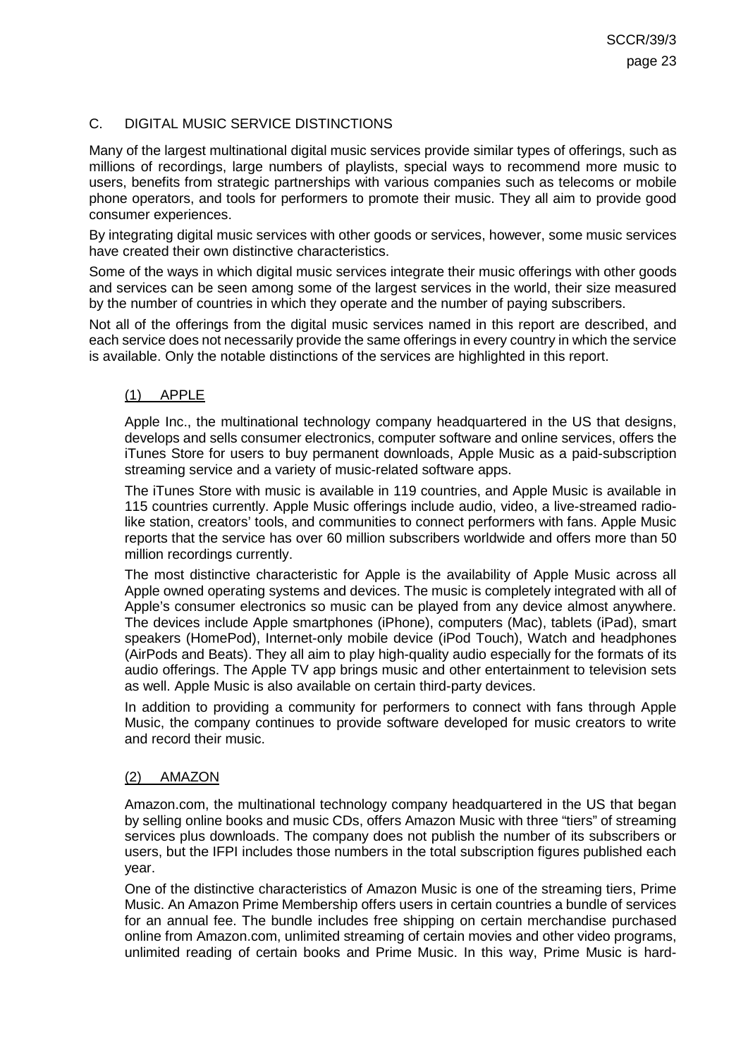## C. DIGITAL MUSIC SERVICE DISTINCTIONS

Many of the largest multinational digital music services provide similar types of offerings, such as millions of recordings, large numbers of playlists, special ways to recommend more music to users, benefits from strategic partnerships with various companies such as telecoms or mobile phone operators, and tools for performers to promote their music. They all aim to provide good consumer experiences.

By integrating digital music services with other goods or services, however, some music services have created their own distinctive characteristics.

Some of the ways in which digital music services integrate their music offerings with other goods and services can be seen among some of the largest services in the world, their size measured by the number of countries in which they operate and the number of paying subscribers.

Not all of the offerings from the digital music services named in this report are described, and each service does not necessarily provide the same offerings in every country in which the service is available. Only the notable distinctions of the services are highlighted in this report.

### (1) APPLE

Apple Inc., the multinational technology company headquartered in the US that designs, develops and sells consumer electronics, computer software and online services, offers the iTunes Store for users to buy permanent downloads, Apple Music as a paid-subscription streaming service and a variety of music-related software apps.

The iTunes Store with music is available in 119 countries, and Apple Music is available in 115 countries currently. Apple Music offerings include audio, video, a live-streamed radio-like station, creators' tools, and communities to connect performers with fans. Apple Music reports that the service has over 60 million subscribers worldwide and offers more than 50 million recordings currently.

The most distinctive characteristic for Apple is the availability of Apple Music across all Apple owned operating systems and devices. The music is completely integrated with all of Apple's consumer electronics so music can be played from any device almost anywhere. The devices include Apple smartphones (iPhone), computers (Mac), tablets (iPad), smart speakers (HomePod), Internet-only mobile device (iPod Touch), Watch and headphones (AirPods and Beats). They all aim to play high-quality audio especially for the formats of its audio offerings. The Apple TV app brings music and other entertainment to television sets as well. Apple Music is also available on certain third-party devices.

In addition to providing a community for performers to connect with fans through Apple Music, the company continues to provide software developed for music creators to write and record their music.

### (2) AMAZON

Amazon.com, the multinational technology company headquartered in the US that began by selling online books and music CDs, offers Amazon Music with three "tiers" of streaming services plus downloads. The company does not publish the number of its subscribers or users, but the IFPI includes those numbers in the total subscription figures published each year.

One of the distinctive characteristics of Amazon Music is one of the streaming tiers, Prime Music. An Amazon Prime Membership offers users in certain countries a bundle of services for an annual fee. The bundle includes free shipping on certain merchandise purchased online from Amazon.com, unlimited streaming of certain movies and other video programs, unlimited reading of certain books and Prime Music. In this way, Prime Music is hard-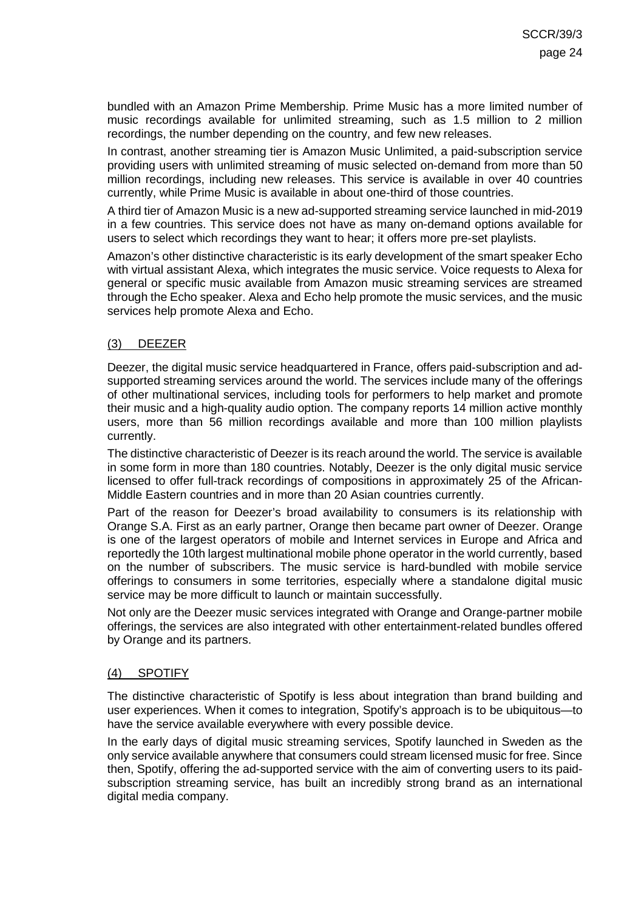bundled with an Amazon Prime Membership. Prime Music has a more limited number of music recordings available for unlimited streaming, such as 1.5 million to 2 million recordings, the number depending on the country, and few new releases.

In contrast, another streaming tier is Amazon Music Unlimited, a paid-subscription service providing users with unlimited streaming of music selected on-demand from more than 50 million recordings, including new releases. This service is available in over 40 countries currently, while Prime Music is available in about one-third of those countries.

A third tier of Amazon Music is a new ad-supported streaming service launched in mid-2019 in a few countries. This service does not have as many on-demand options available for users to select which recordings they want to hear; it offers more pre-set playlists.

Amazon's other distinctive characteristic is its early development of the smart speaker Echo with virtual assistant Alexa, which integrates the music service. Voice requests to Alexa for general or specific music available from Amazon music streaming services are streamed through the Echo speaker. Alexa and Echo help promote the music services, and the music services help promote Alexa and Echo.

### (3) DEEZER

Deezer, the digital music service headquartered in France, offers paid-subscription and ad-supported streaming services around the world. The services include many of the offerings of other multinational services, including tools for performers to help market and promote their music and a high-quality audio option. The company reports 14 million active monthly users, more than 56 million recordings available and more than 100 million playlists currently.

The distinctive characteristic of Deezer is its reach around the world. The service is available in some form in more than 180 countries. Notably, Deezer is the only digital music service licensed to offer full-track recordings of compositions in approximately 25 of the African-Middle Eastern countries and in more than 20 Asian countries currently.

Part of the reason for Deezer's broad availability to consumers is its relationship with Orange S.A. First as an early partner, Orange then became part owner of Deezer. Orange is one of the largest operators of mobile and Internet services in Europe and Africa and reportedly the 10th largest multinational mobile phone operator in the world currently, based on the number of subscribers. The music service is hard-bundled with mobile service offerings to consumers in some territories, especially where a standalone digital music service may be more difficult to launch or maintain successfully.

Not only are the Deezer music services integrated with Orange and Orange-partner mobile offerings, the services are also integrated with other entertainment-related bundles offered by Orange and its partners.

### (4) SPOTIFY

The distinctive characteristic of Spotify is less about integration than brand building and user experiences. When it comes to integration, Spotify's approach is to be ubiquitous—to have the service available everywhere with every possible device.

In the early days of digital music streaming services, Spotify launched in Sweden as the only service available anywhere that consumers could stream licensed music for free. Since then, Spotify, offering the ad-supported service with the aim of converting users to its paid-subscription streaming service, has built an incredibly strong brand as an international digital media company.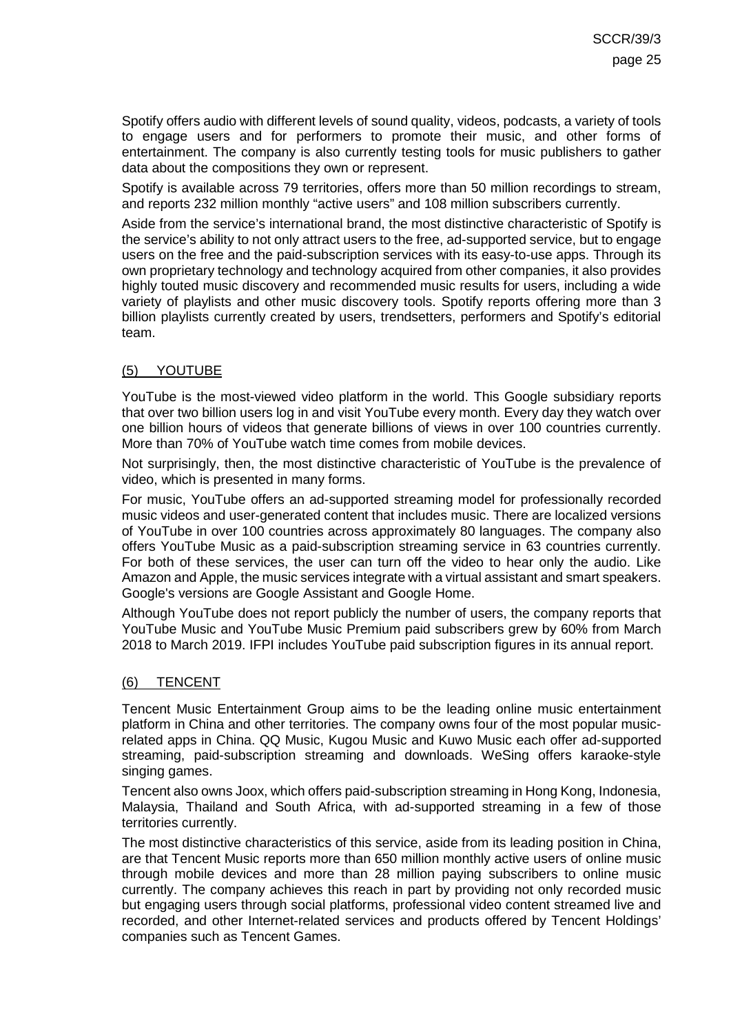Spotify offers audio with different levels of sound quality, videos, podcasts, a variety of tools to engage users and for performers to promote their music, and other forms of entertainment. The company is also currently testing tools for music publishers to gather data about the compositions they own or represent.

Spotify is available across 79 territories, offers more than 50 million recordings to stream, and reports 232 million monthly "active users" and 108 million subscribers currently.

Aside from the service's international brand, the most distinctive characteristic of Spotify is the service's ability to not only attract users to the free, ad-supported service, but to engage users on the free and the paid-subscription services with its easy-to-use apps. Through its own proprietary technology and technology acquired from other companies, it also provides highly touted music discovery and recommended music results for users, including a wide variety of playlists and other music discovery tools. Spotify reports offering more than 3 billion playlists currently created by users, trendsetters, performers and Spotify's editorial team.

## (5) YOUTUBE

YouTube is the most-viewed video platform in the world. This Google subsidiary reports that over two billion users log in and visit YouTube every month. Every day they watch over one billion hours of videos that generate billions of views in over 100 countries currently. More than 70% of YouTube watch time comes from mobile devices.

Not surprisingly, then, the most distinctive characteristic of YouTube is the prevalence of video, which is presented in many forms.

For music, YouTube offers an ad-supported streaming model for professionally recorded music videos and user-generated content that includes music. There are localized versions of YouTube in over 100 countries across approximately 80 languages. The company also offers YouTube Music as a paid-subscription streaming service in 63 countries currently. For both of these services, the user can turn off the video to hear only the audio. Like Amazon and Apple, the music services integrate with a virtual assistant and smart speakers. Google's versions are Google Assistant and Google Home.

Although YouTube does not report publicly the number of users, the company reports that YouTube Music and YouTube Music Premium paid subscribers grew by 60% from March 2018 to March 2019. IFPI includes YouTube paid subscription figures in its annual report.

## (6) TENCENT

Tencent Music Entertainment Group aims to be the leading online music entertainment platform in China and other territories. The company owns four of the most popular music-related apps in China. QQ Music, Kugou Music and Kuwo Music each offer ad-supported streaming, paid-subscription streaming and downloads. WeSing offers karaoke-style singing games.

Tencent also owns Joox, which offers paid-subscription streaming in Hong Kong, Indonesia, Malaysia, Thailand and South Africa, with ad-supported streaming in a few of those territories currently.

The most distinctive characteristics of this service, aside from its leading position in China, are that Tencent Music reports more than 650 million monthly active users of online music through mobile devices and more than 28 million paying subscribers to online music currently. The company achieves this reach in part by providing not only recorded music but engaging users through social platforms, professional video content streamed live and recorded, and other Internet-related services and products offered by Tencent Holdings' companies such as Tencent Games.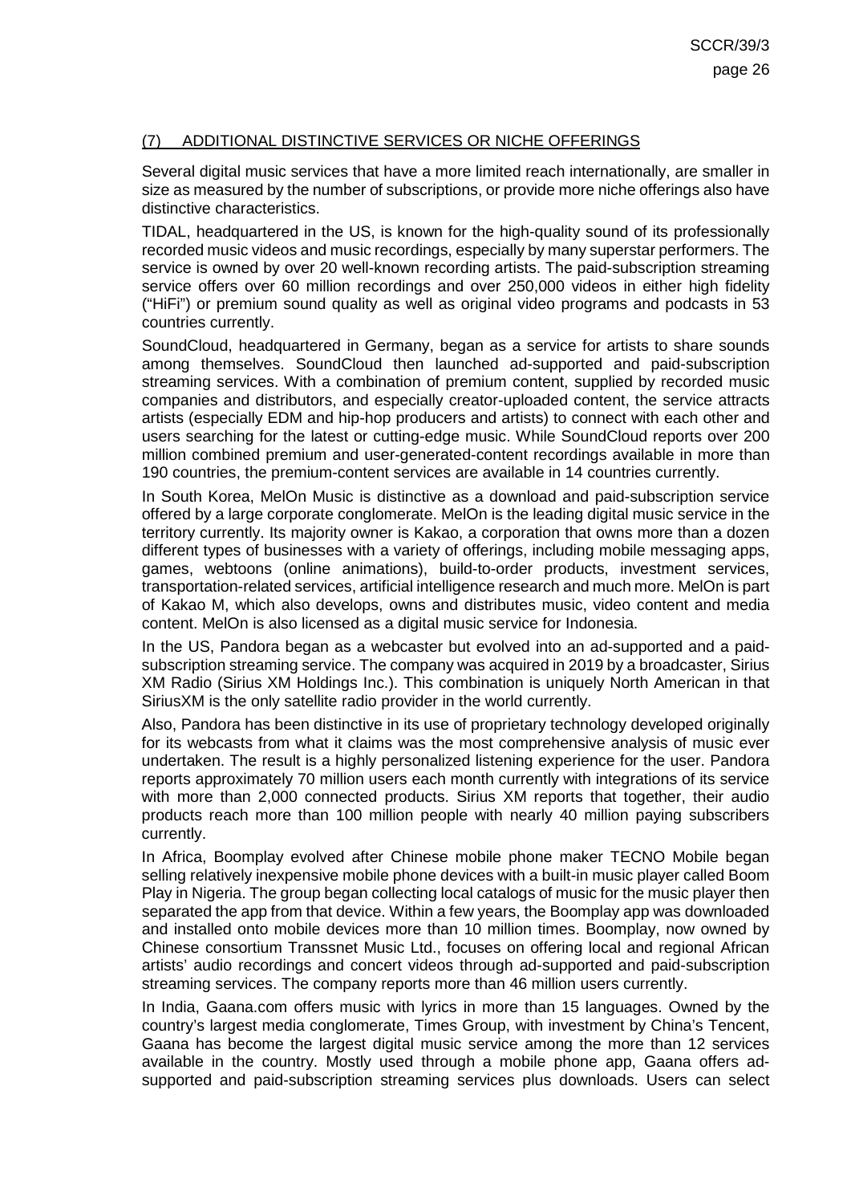## (7) ADDITIONAL DISTINCTIVE SERVICES OR NICHE OFFERINGS

Several digital music services that have a more limited reach internationally, are smaller in size as measured by the number of subscriptions, or provide more niche offerings also have distinctive characteristics.

TIDAL, headquartered in the US, is known for the high-quality sound of its professionally recorded music videos and music recordings, especially by many superstar performers. The service is owned by over 20 well-known recording artists. The paid-subscription streaming service offers over 60 million recordings and over 250,000 videos in either high fidelity ("HiFi") or premium sound quality as well as original video programs and podcasts in 53 countries currently.

SoundCloud, headquartered in Germany, began as a service for artists to share sounds among themselves. SoundCloud then launched ad-supported and paid-subscription streaming services. With a combination of premium content, supplied by recorded music companies and distributors, and especially creator-uploaded content, the service attracts artists (especially EDM and hip-hop producers and artists) to connect with each other and users searching for the latest or cutting-edge music. While SoundCloud reports over 200 million combined premium and user-generated-content recordings available in more than 190 countries, the premium-content services are available in 14 countries currently.

In South Korea, MelOn Music is distinctive as a download and paid-subscription service offered by a large corporate conglomerate. MelOn is the leading digital music service in the territory currently. Its majority owner is Kakao, a corporation that owns more than a dozen different types of businesses with a variety of offerings, including mobile messaging apps, games, webtoons (online animations), build-to-order products, investment services, transportation-related services, artificial intelligence research and much more. MelOn is part of Kakao M, which also develops, owns and distributes music, video content and media content. MelOn is also licensed as a digital music service for Indonesia.

In the US, Pandora began as a webcaster but evolved into an ad-supported and a paid-subscription streaming service. The company was acquired in 2019 by a broadcaster, Sirius XM Radio (Sirius XM Holdings Inc.). This combination is uniquely North American in that SiriusXM is the only satellite radio provider in the world currently.

Also, Pandora has been distinctive in its use of proprietary technology developed originally for its webcasts from what it claims was the most comprehensive analysis of music ever undertaken. The result is a highly personalized listening experience for the user. Pandora reports approximately 70 million users each month currently with integrations of its service with more than 2,000 connected products. Sirius XM reports that together, their audio products reach more than 100 million people with nearly 40 million paying subscribers currently.

In Africa, Boomplay evolved after Chinese mobile phone maker TECNO Mobile began selling relatively inexpensive mobile phone devices with a built-in music player called Boom Play in Nigeria. The group began collecting local catalogs of music for the music player then separated the app from that device. Within a few years, the Boomplay app was downloaded and installed onto mobile devices more than 10 million times. Boomplay, now owned by Chinese consortium Transsnet Music Ltd., focuses on offering local and regional African artists' audio recordings and concert videos through ad-supported and paid-subscription streaming services. The company reports more than 46 million users currently.

In India, Gaana.com offers music with lyrics in more than 15 languages. Owned by the country's largest media conglomerate, Times Group, with investment by China's Tencent, Gaana has become the largest digital music service among the more than 12 services available in the country. Mostly used through a mobile phone app, Gaana offers ad-supported and paid-subscription streaming services plus downloads. Users can select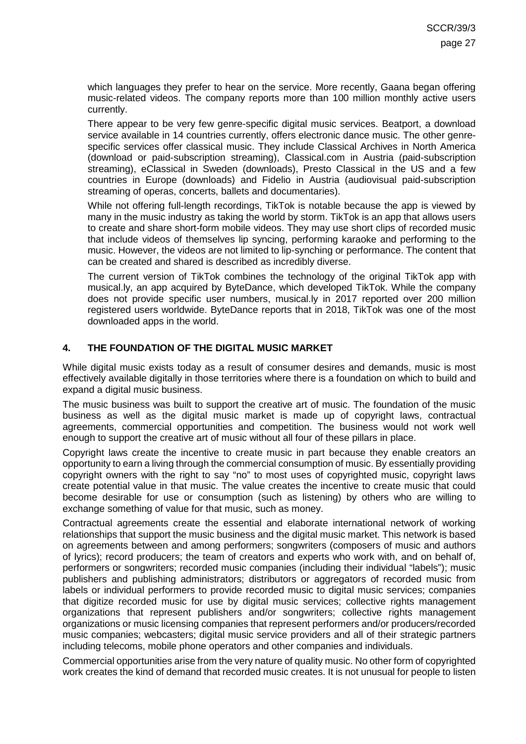which languages they prefer to hear on the service. More recently, Gaana began offering music-related videos. The company reports more than 100 million monthly active users currently.

There appear to be very few genre-specific digital music services. Beatport, a download service available in 14 countries currently, offers electronic dance music. The other genre-specific services offer classical music. They include Classical Archives in North America (download or paid-subscription streaming), Classical.com in Austria (paid-subscription streaming), eClassical in Sweden (downloads), Presto Classical in the US and a few countries in Europe (downloads) and Fidelio in Austria (audiovisual paid-subscription streaming of operas, concerts, ballets and documentaries).

While not offering full-length recordings, TikTok is notable because the app is viewed by many in the music industry as taking the world by storm. TikTok is an app that allows users to create and share short-form mobile videos. They may use short clips of recorded music that include videos of themselves lip syncing, performing karaoke and performing to the music. However, the videos are not limited to lip-synching or performance. The content that can be created and shared is described as incredibly diverse.

The current version of TikTok combines the technology of the original TikTok app with musical.ly, an app acquired by ByteDance, which developed TikTok. While the company does not provide specific user numbers, musical.ly in 2017 reported over 200 million registered users worldwide. ByteDance reports that in 2018, TikTok was one of the most downloaded apps in the world.

## 4. THE FOUNDATION OF THE DIGITAL MUSIC MARKET

While digital music exists today as a result of consumer desires and demands, music is most effectively available digitally in those territories where there is a foundation on which to build and expand a digital music business.

The music business was built to support the creative art of music. The foundation of the music business as well as the digital music market is made up of copyright laws, contractual agreements, commercial opportunities and competition. The business would not work well enough to support the creative art of music without all four of these pillars in place.

Copyright laws create the incentive to create music in part because they enable creators an opportunity to earn a living through the commercial consumption of music. By essentially providing copyright owners with the right to say "no" to most uses of copyrighted music, copyright laws create potential value in that music. The value creates the incentive to create music that could become desirable for use or consumption (such as listening) by others who are willing to exchange something of value for that music, such as money.

Contractual agreements create the essential and elaborate international network of working relationships that support the music business and the digital music market. This network is based on agreements between and among performers; songwriters (composers of music and authors of lyrics); record producers; the team of creators and experts who work with, and on behalf of, performers or songwriters; recorded music companies (including their individual "labels"); music publishers and publishing administrators; distributors or aggregators of recorded music from labels or individual performers to provide recorded music to digital music services; companies that digitize recorded music for use by digital music services; collective rights management organizations that represent publishers and/or songwriters; collective rights management organizations or music licensing companies that represent performers and/or producers/recorded music companies; webcasters; digital music service providers and all of their strategic partners including telecoms, mobile phone operators and other companies and individuals.

Commercial opportunities arise from the very nature of quality music. No other form of copyrighted work creates the kind of demand that recorded music creates. It is not unusual for people to listen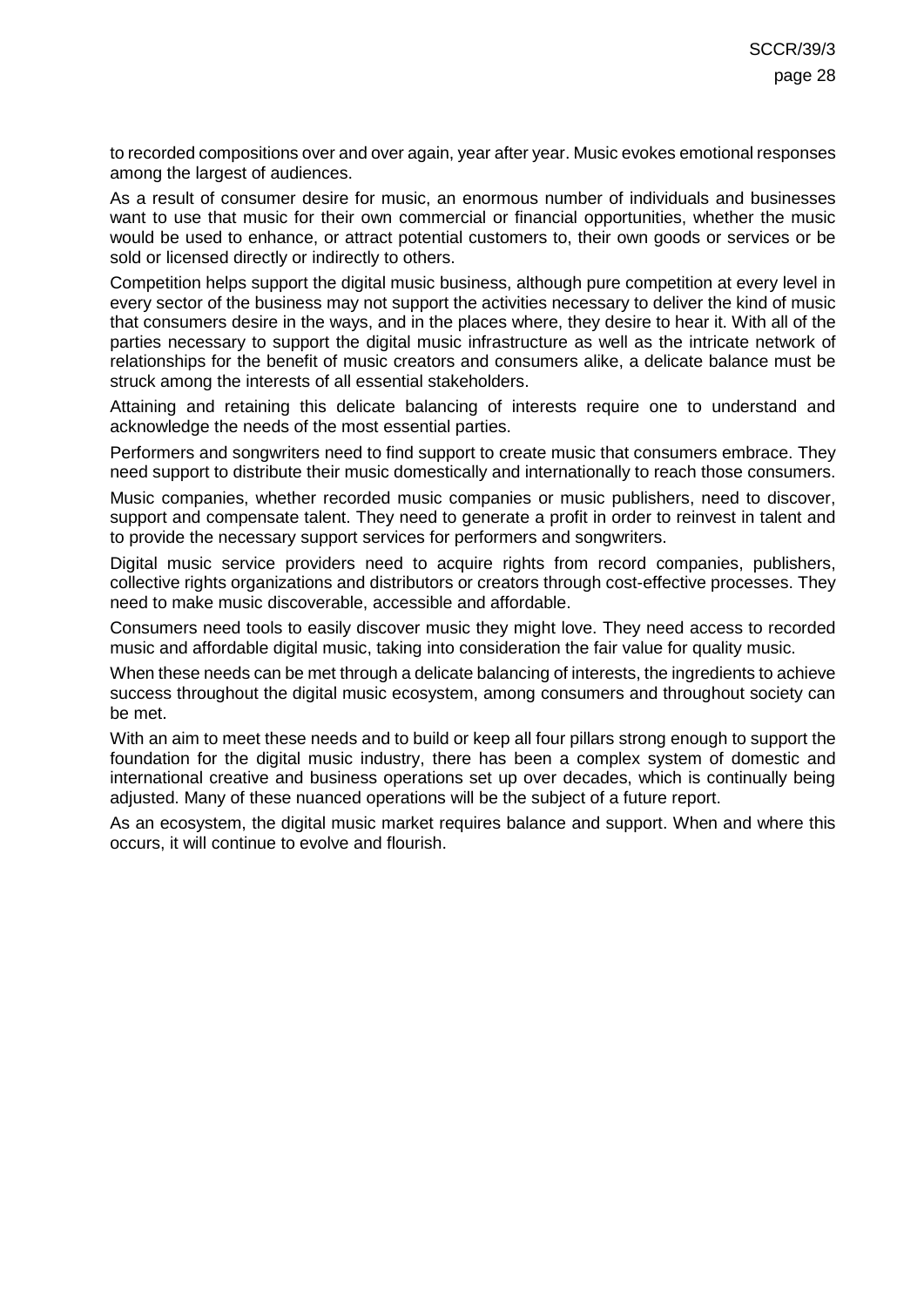to recorded compositions over and over again, year after year. Music evokes emotional responses among the largest of audiences.

As a result of consumer desire for music, an enormous number of individuals and businesses want to use that music for their own commercial or financial opportunities, whether the music would be used to enhance, or attract potential customers to, their own goods or services or be sold or licensed directly or indirectly to others.

Competition helps support the digital music business, although pure competition at every level in every sector of the business may not support the activities necessary to deliver the kind of music that consumers desire in the ways, and in the places where, they desire to hear it. With all of the parties necessary to support the digital music infrastructure as well as the intricate network of relationships for the benefit of music creators and consumers alike, a delicate balance must be struck among the interests of all essential stakeholders.

Attaining and retaining this delicate balancing of interests require one to understand and acknowledge the needs of the most essential parties.

Performers and songwriters need to find support to create music that consumers embrace. They need support to distribute their music domestically and internationally to reach those consumers.

Music companies, whether recorded music companies or music publishers, need to discover, support and compensate talent. They need to generate a profit in order to reinvest in talent and to provide the necessary support services for performers and songwriters.

Digital music service providers need to acquire rights from record companies, publishers, collective rights organizations and distributors or creators through cost-effective processes. They need to make music discoverable, accessible and affordable.

Consumers need tools to easily discover music they might love. They need access to recorded music and affordable digital music, taking into consideration the fair value for quality music.

When these needs can be met through a delicate balancing of interests, the ingredients to achieve success throughout the digital music ecosystem, among consumers and throughout society can be met.

With an aim to meet these needs and to build or keep all four pillars strong enough to support the foundation for the digital music industry, there has been a complex system of domestic and international creative and business operations set up over decades, which is continually being adjusted. Many of these nuanced operations will be the subject of a future report.

As an ecosystem, the digital music market requires balance and support. When and where this occurs, it will continue to evolve and flourish.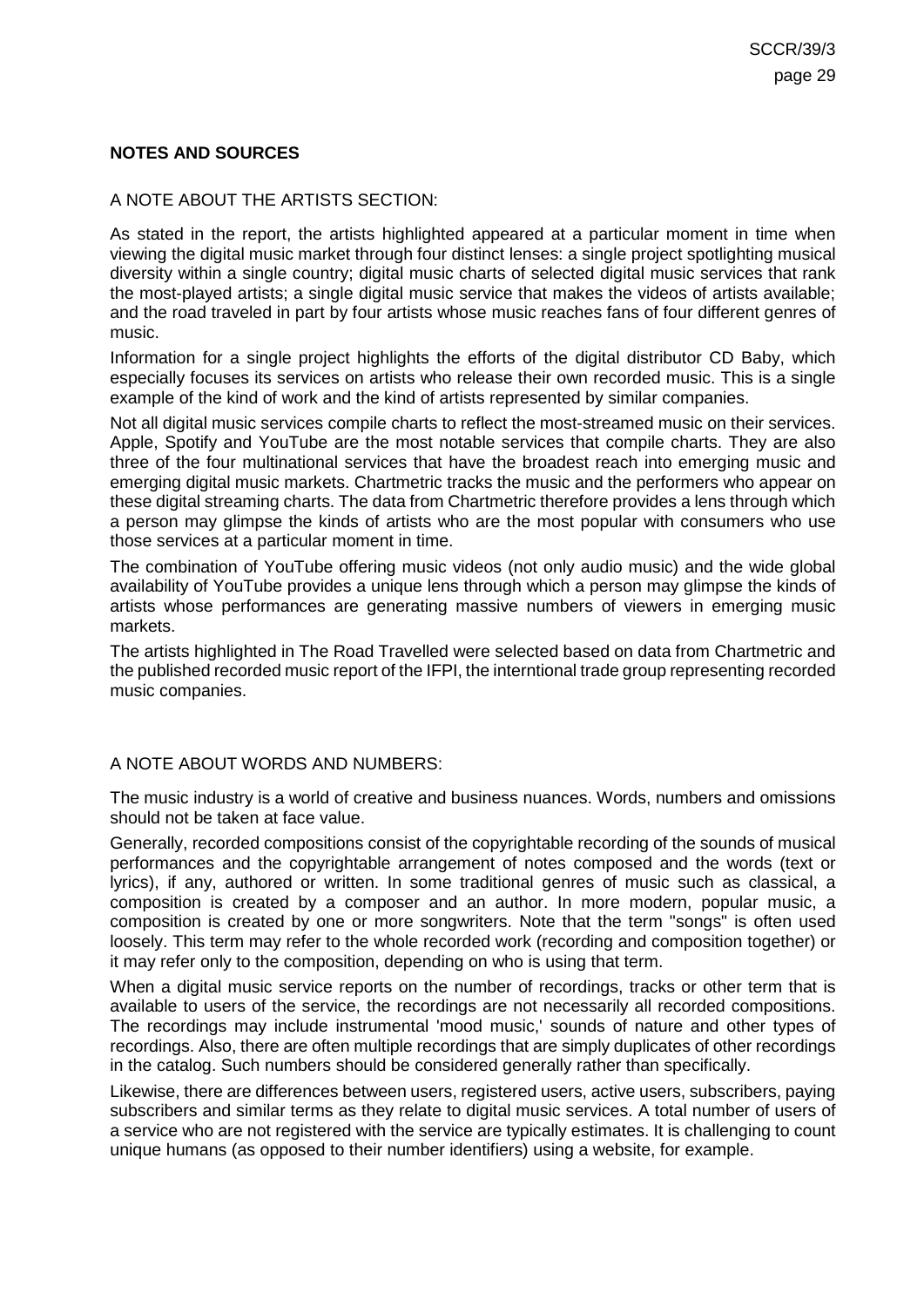**NOTES AND SOURCES**

A NOTE ABOUT THE ARTISTS SECTION:

As stated in the report, the artists highlighted appeared at a particular moment in time when viewing the digital music market through four distinct lenses: a single project spotlighting musical diversity within a single country; digital music charts of selected digital music services that rank the most-played artists; a single digital music service that makes the videos of artists available; and the road traveled in part by four artists whose music reaches fans of four different genres of music.

Information for a single project highlights the efforts of the digital distributor CD Baby, which especially focuses its services on artists who release their own recorded music. This is a single example of the kind of work and the kind of artists represented by similar companies.

Not all digital music services compile charts to reflect the most-streamed music on their services. Apple, Spotify and YouTube are the most notable services that compile charts. They are also three of the four multinational services that have the broadest reach into emerging music and emerging digital music markets. Chartmetric tracks the music and the performers who appear on these digital streaming charts. The data from Chartmetric therefore provides a lens through which a person may glimpse the kinds of artists who are the most popular with consumers who use those services at a particular moment in time.

The combination of YouTube offering music videos (not only audio music) and the wide global availability of YouTube provides a unique lens through which a person may glimpse the kinds of artists whose performances are generating massive numbers of viewers in emerging music markets.

The artists highlighted in The Road Travelled were selected based on data from Chartmetric and the published recorded music report of the IFPI, the interntional trade group representing recorded music companies.

A NOTE ABOUT WORDS AND NUMBERS:

The music industry is a world of creative and business nuances. Words, numbers and omissions should not be taken at face value.

Generally, recorded compositions consist of the copyrightable recording of the sounds of musical performances and the copyrightable arrangement of notes composed and the words (text or lyrics), if any, authored or written. In some traditional genres of music such as classical, a composition is created by a composer and an author. In more modern, popular music, a composition is created by one or more songwriters. Note that the term "songs" is often used loosely. This term may refer to the whole recorded work (recording and composition together) or it may refer only to the composition, depending on who is using that term.

When a digital music service reports on the number of recordings, tracks or other term that is available to users of the service, the recordings are not necessarily all recorded compositions. The recordings may include instrumental 'mood music,' sounds of nature and other types of recordings. Also, there are often multiple recordings that are simply duplicates of other recordings in the catalog. Such numbers should be considered generally rather than specifically.

Likewise, there are differences between users, registered users, active users, subscribers, paying subscribers and similar terms as they relate to digital music services. A total number of users of a service who are not registered with the service are typically estimates. It is challenging to count unique humans (as opposed to their number identifiers) using a website, for example.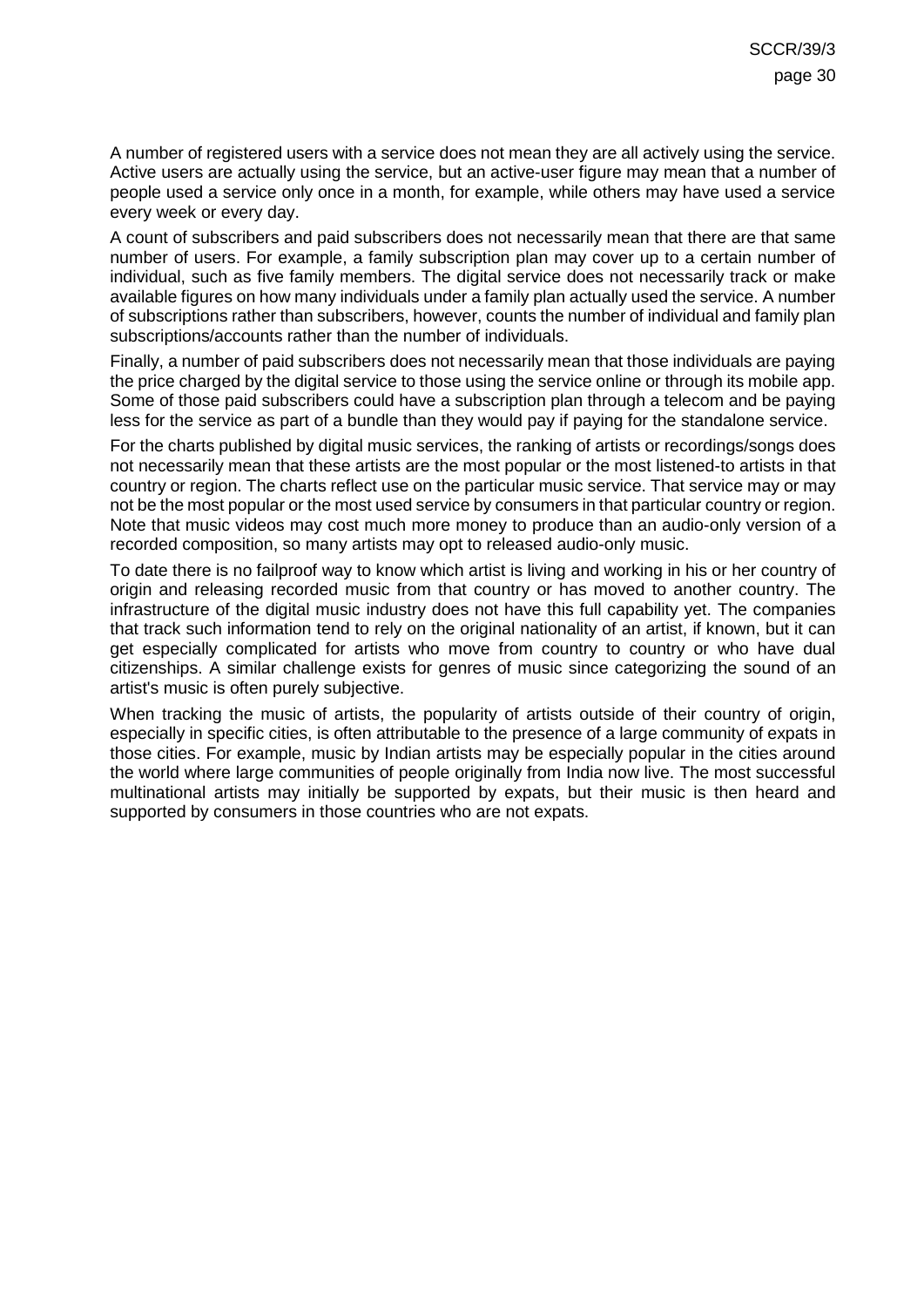A number of registered users with a service does not mean they are all actively using the service. Active users are actually using the service, but an active-user figure may mean that a number of people used a service only once in a month, for example, while others may have used a service every week or every day.

A count of subscribers and paid subscribers does not necessarily mean that there are that same number of users. For example, a family subscription plan may cover up to a certain number of individual, such as five family members. The digital service does not necessarily track or make available figures on how many individuals under a family plan actually used the service. A number of subscriptions rather than subscribers, however, counts the number of individual and family plan subscriptions/accounts rather than the number of individuals.

Finally, a number of paid subscribers does not necessarily mean that those individuals are paying the price charged by the digital service to those using the service online or through its mobile app. Some of those paid subscribers could have a subscription plan through a telecom and be paying less for the service as part of a bundle than they would pay if paying for the standalone service.

For the charts published by digital music services, the ranking of artists or recordings/songs does not necessarily mean that these artists are the most popular or the most listened-to artists in that country or region. The charts reflect use on the particular music service. That service may or may not be the most popular or the most used service by consumers in that particular country or region. Note that music videos may cost much more money to produce than an audio-only version of a recorded composition, so many artists may opt to released audio-only music.

To date there is no failproof way to know which artist is living and working in his or her country of origin and releasing recorded music from that country or has moved to another country. The infrastructure of the digital music industry does not have this full capability yet. The companies that track such information tend to rely on the original nationality of an artist, if known, but it can get especially complicated for artists who move from country to country or who have dual citizenships. A similar challenge exists for genres of music since categorizing the sound of an artist's music is often purely subjective.

When tracking the music of artists, the popularity of artists outside of their country of origin, especially in specific cities, is often attributable to the presence of a large community of expats in those cities. For example, music by Indian artists may be especially popular in the cities around the world where large communities of people originally from India now live. The most successful multinational artists may initially be supported by expats, but their music is then heard and supported by consumers in those countries who are not expats.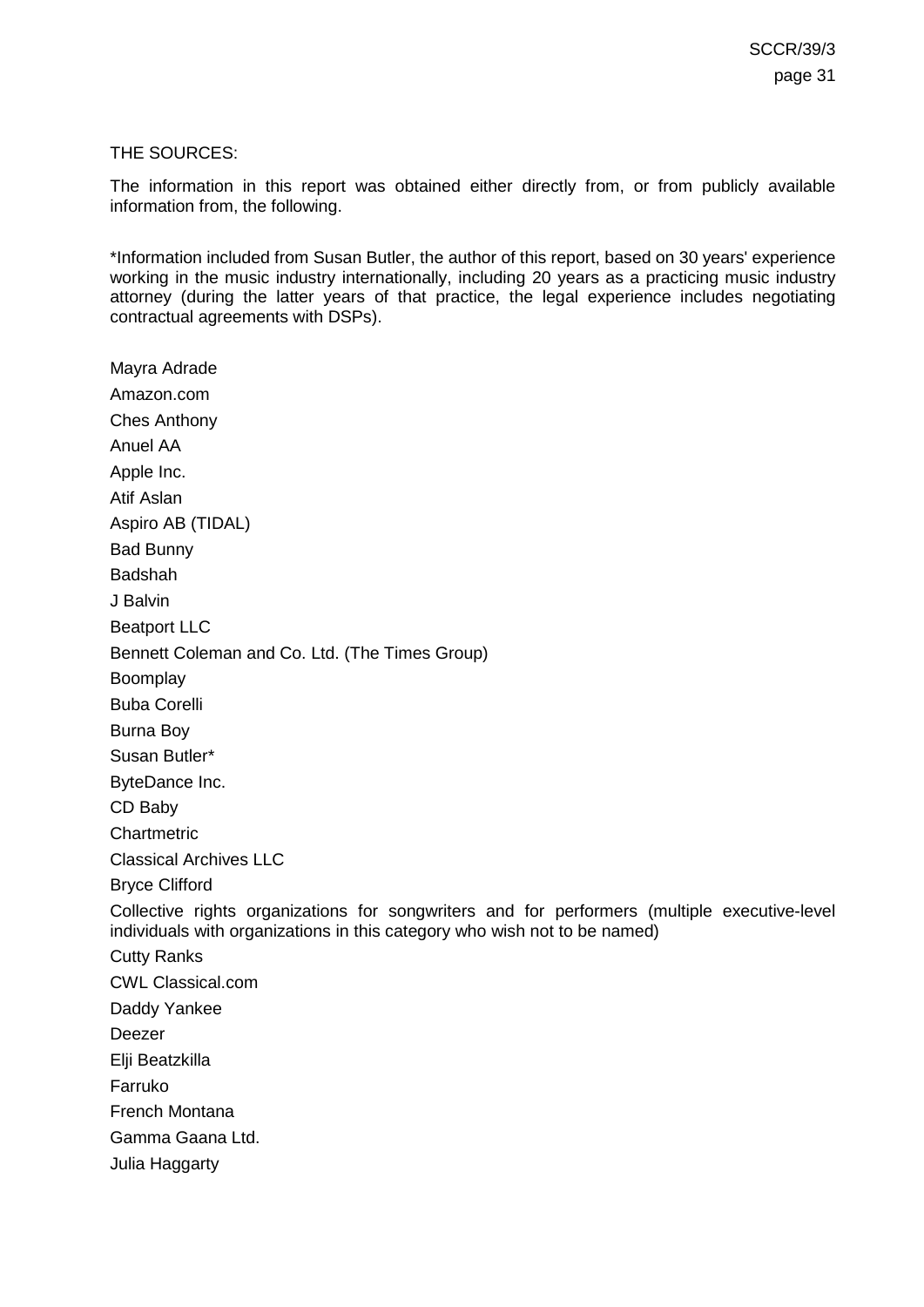THE SOURCES:

The information in this report was obtained either directly from, or from publicly available information from, the following.

*Information included from Susan Butler, the author of this report, based on 30 years' experience working in the music industry internationally, including 20 years as a practicing music industry attorney (during the latter years of that practice, the legal experience includes negotiating contractual agreements with DSPs).

Mayra Adrade

Amazon.com

Ches Anthony

Anuel AA

Apple Inc.

Atif Aslan

Aspiro AB (TIDAL)

Bad Bunny

Badshah

J Balvin

Beatport LLC

Bennett Coleman and Co. Ltd. (The Times Group)

Boomplay

Buba Corelli

Burna Boy

Susan Butler*

ByteDance Inc.

CD Baby

Chartmetric

Classical Archives LLC

Bryce Clifford

Collective rights organizations for songwriters and for performers (multiple executive-level individuals with organizations in this category who wish not to be named)

Cutty Ranks

CWL Classical.com

Daddy Yankee

Deezer

Elji Beatzkilla

Farruko

French Montana

Gamma Gaana Ltd.

Julia Haggarty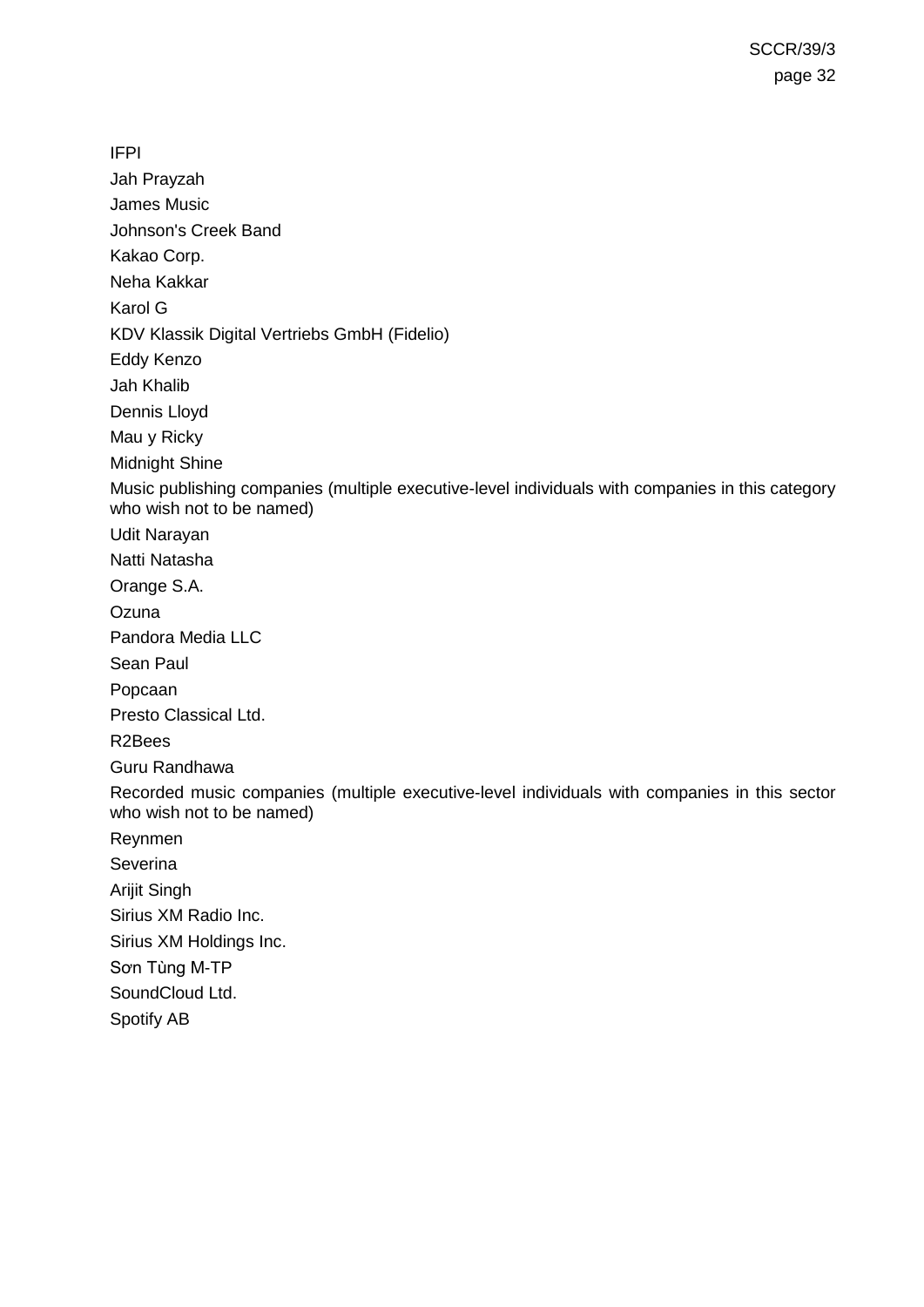IFPI

Jah Prayzah

James Music

Johnson's Creek Band

Kakao Corp.

Neha Kakkar

Karol G

KDV Klassik Digital Vertriebs GmbH (Fidelio)

Eddy Kenzo

Jah Khalib

Dennis Lloyd

Mau y Ricky

Midnight Shine

Music publishing companies (multiple executive-level individuals with companies in this category who wish not to be named)

Udit Narayan

Natti Natasha

Orange S.A.

Ozuna

Pandora Media LLC

Sean Paul

Popcaan

Presto Classical Ltd.

R2Bees

Guru Randhawa

Recorded music companies (multiple executive-level individuals with companies in this sector who wish not to be named)

Reynmen

Severina

Arijit Singh

Sirius XM Radio Inc.

Sirius XM Holdings Inc.

Sơn Tùng M-TP

SoundCloud Ltd.

Spotify AB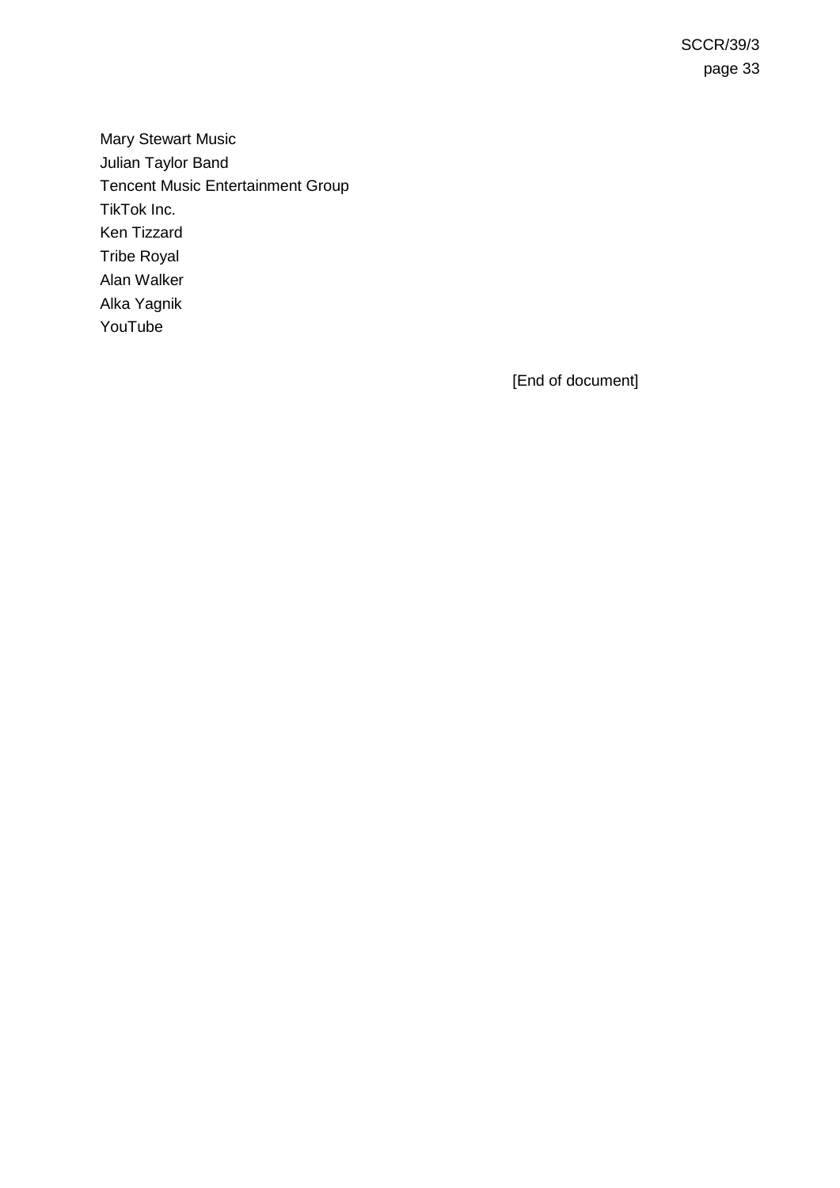Mary Stewart Music
Julian Taylor Band
Tencent Music Entertainment Group
TikTok Inc.
Ken Tizzard
Tribe Royal
Alan Walker
Alka Yagnik
YouTube

[End of document]